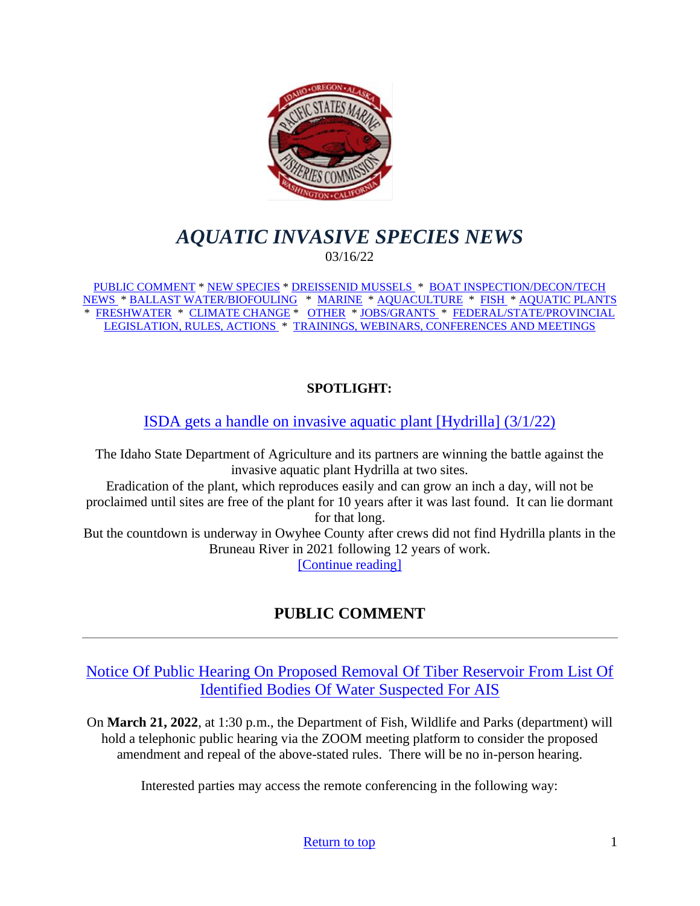# *AQUATIC INVASIVE SPECIES NEWS*

03/16/22

PUBLIC COMMENT * NEW SPECIES * DREISSENID MUSSELS * BOAT INSPECTION/DECON/TECH NEWS * BALLAST WATER/BIOFOULING * MARINE * AQUACULTURE * FISH * AQUATIC PLANTS * FRESHWATER * CLIMATE CHANGE * OTHER * JOBS/GRANTS * FEDERAL/STATE/PROVINCIAL LEGISLATION, RULES, ACTIONS * TRAININGS, WEBINARS, CONFERENCES AND MEETINGS

**SPOTLIGHT:**

ISDA gets a handle on invasive aquatic plant [Hydrilla] (3/1/22)

The Idaho State Department of Agriculture and its partners are winning the battle against the invasive aquatic plant Hydrilla at two sites.

Eradication of the plant, which reproduces easily and can grow an inch a day, will not be proclaimed until sites are free of the plant for 10 years after it was last found. It can lie dormant for that long.

But the countdown is underway in Owyhee County after crews did not find Hydrilla plants in the Bruneau River in 2021 following 12 years of work.

[Continue reading]

## PUBLIC COMMENT

---

### Notice Of Public Hearing On Proposed Removal Of Tiber Reservoir From List Of Identified Bodies Of Water Suspected For AIS

On **March 21, 2022**, at 1:30 p.m., the Department of Fish, Wildlife and Parks (department) will hold a telephonic public hearing via the ZOOM meeting platform to consider the proposed amendment and repeal of the above-stated rules. There will be no in-person hearing.

Interested parties may access the remote conferencing in the following way:

Return to top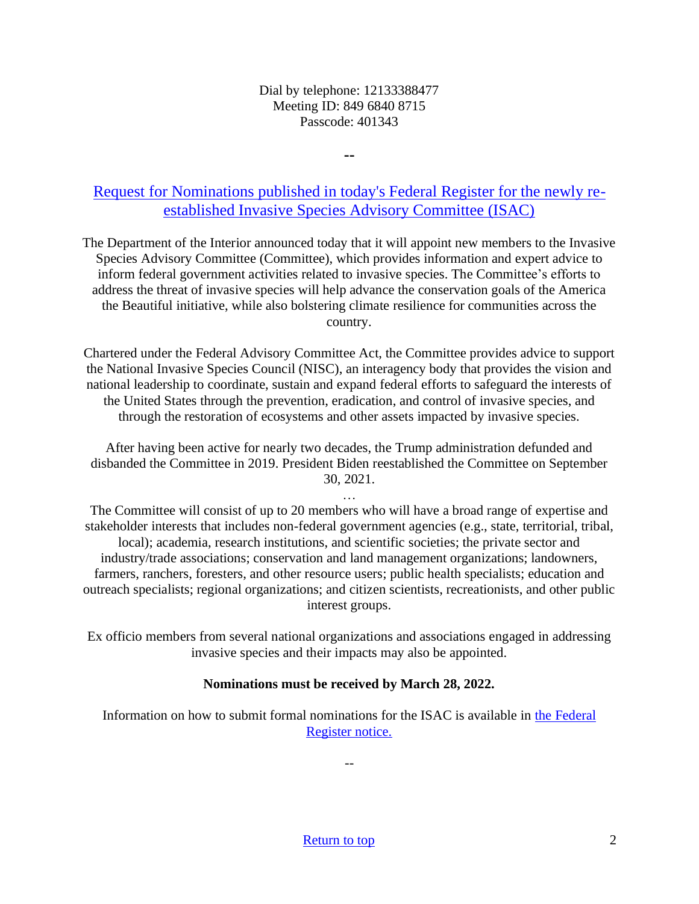Dial by telephone: 12133388477
Meeting ID: 849 6840 8715
Passcode: 401343

--

## [Request for Nominations published in today's Federal Register for the newly re-established Invasive Species Advisory Committee (ISAC)]()

The Department of the Interior announced today that it will appoint new members to the Invasive Species Advisory Committee (Committee), which provides information and expert advice to inform federal government activities related to invasive species. The Committee's efforts to address the threat of invasive species will help advance the conservation goals of the America the Beautiful initiative, while also bolstering climate resilience for communities across the country.

Chartered under the Federal Advisory Committee Act, the Committee provides advice to support the National Invasive Species Council (NISC), an interagency body that provides the vision and national leadership to coordinate, sustain and expand federal efforts to safeguard the interests of the United States through the prevention, eradication, and control of invasive species, and through the restoration of ecosystems and other assets impacted by invasive species.

After having been active for nearly two decades, the Trump administration defunded and disbanded the Committee in 2019. President Biden reestablished the Committee on September 30, 2021.

…

The Committee will consist of up to 20 members who will have a broad range of expertise and stakeholder interests that includes non-federal government agencies (e.g., state, territorial, tribal, local); academia, research institutions, and scientific societies; the private sector and industry/trade associations; conservation and land management organizations; landowners, farmers, ranchers, foresters, and other resource users; public health specialists; education and outreach specialists; regional organizations; and citizen scientists, recreationists, and other public interest groups.

Ex officio members from several national organizations and associations engaged in addressing invasive species and their impacts may also be appointed.

**Nominations must be received by March 28, 2022.**

Information on how to submit formal nominations for the ISAC is available in [the Federal Register notice.]()

--

[Return to top]()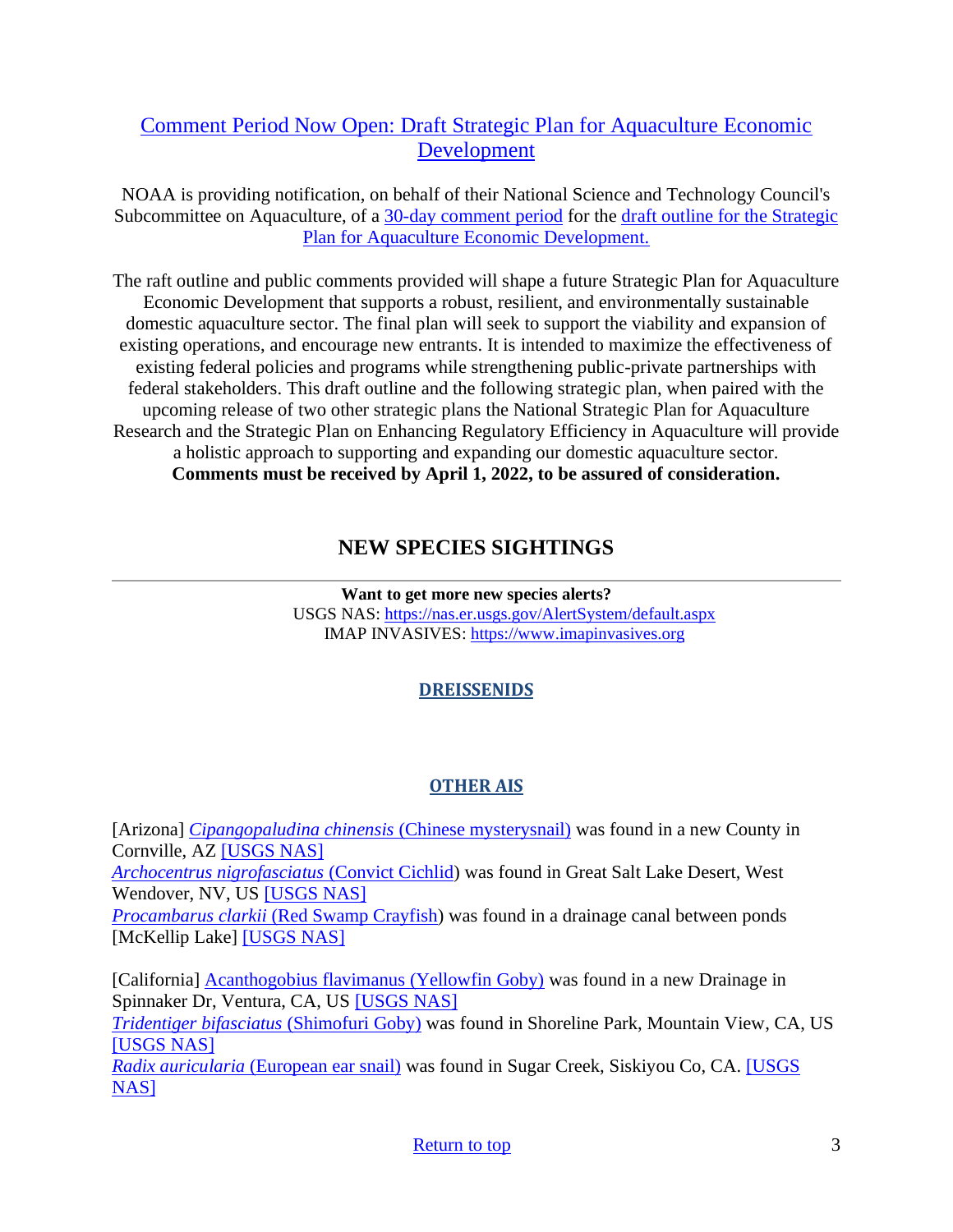## Comment Period Now Open: Draft Strategic Plan for Aquaculture Economic Development

NOAA is providing notification, on behalf of their National Science and Technology Council's Subcommittee on Aquaculture, of a 30-day comment period for the draft outline for the Strategic Plan for Aquaculture Economic Development.

The raft outline and public comments provided will shape a future Strategic Plan for Aquaculture Economic Development that supports a robust, resilient, and environmentally sustainable domestic aquaculture sector. The final plan will seek to support the viability and expansion of existing operations, and encourage new entrants. It is intended to maximize the effectiveness of existing federal policies and programs while strengthening public-private partnerships with federal stakeholders. This draft outline and the following strategic plan, when paired with the upcoming release of two other strategic plans the National Strategic Plan for Aquaculture Research and the Strategic Plan on Enhancing Regulatory Efficiency in Aquaculture will provide a holistic approach to supporting and expanding our domestic aquaculture sector.
**Comments must be received by April 1, 2022, to be assured of consideration.**

## NEW SPECIES SIGHTINGS

---

**Want to get more new species alerts?**
USGS NAS: https://nas.er.usgs.gov/AlertSystem/default.aspx
IMAP INVASIVES: https://www.imapinvasives.org

### DREISSENIDS

### OTHER AIS

[Arizona] *Cipangopaludina chinensis* (Chinese mysterysnail) was found in a new County in Cornville, AZ [USGS NAS]
*Archocentrus nigrofasciatus* (Convict Cichlid) was found in Great Salt Lake Desert, West Wendover, NV, US [USGS NAS]
*Procambarus clarkii* (Red Swamp Crayfish) was found in a drainage canal between ponds [McKellip Lake] [USGS NAS]

[California] Acanthogobius flavimanus (Yellowfin Goby) was found in a new Drainage in Spinnaker Dr, Ventura, CA, US [USGS NAS]
*Tridentiger bifasciatus* (Shimofuri Goby) was found in Shoreline Park, Mountain View, CA, US [USGS NAS]
*Radix auricularia* (European ear snail) was found in Sugar Creek, Siskiyou Co, CA. [USGS NAS]

Return to top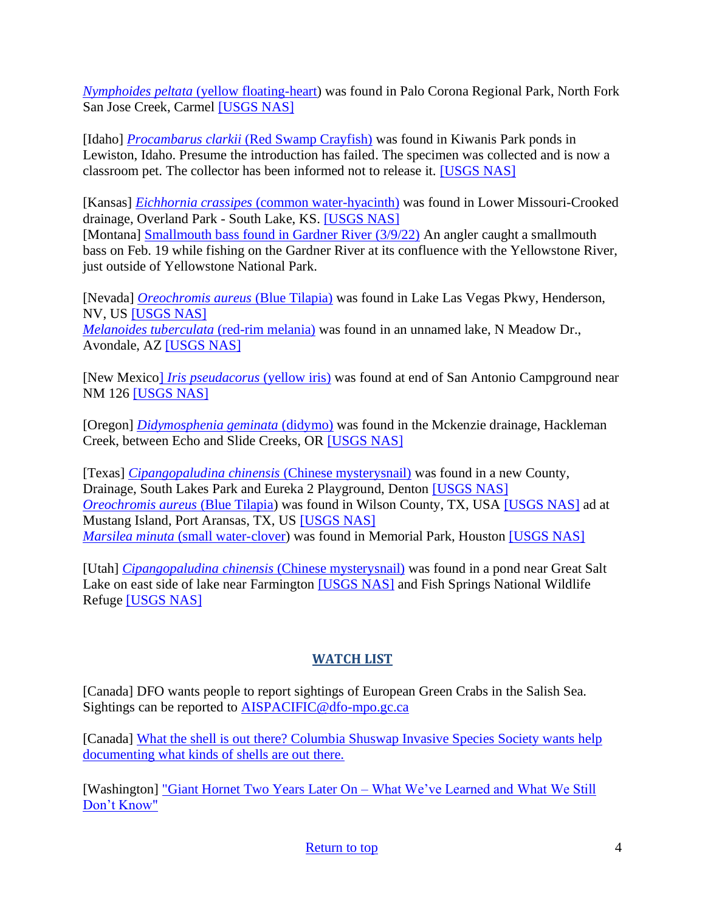[*Nymphoides peltata* (yellow floating-heart)] was found in Palo Corona Regional Park, North Fork San Jose Creek, Carmel [USGS NAS]

[Idaho] [*Procambarus clarkii* (Red Swamp Crayfish)] was found in Kiwanis Park ponds in Lewiston, Idaho. Presume the introduction has failed. The specimen was collected and is now a classroom pet. The collector has been informed not to release it. [USGS NAS]

[Kansas] [*Eichhornia crassipes* (common water-hyacinth)] was found in Lower Missouri-Crooked drainage, Overland Park - South Lake, KS. [USGS NAS]
[Montana] [Smallmouth bass found in Gardner River (3/9/22)] An angler caught a smallmouth bass on Feb. 19 while fishing on the Gardner River at its confluence with the Yellowstone River, just outside of Yellowstone National Park.

[Nevada] [*Oreochromis aureus* (Blue Tilapia)] was found in Lake Las Vegas Pkwy, Henderson, NV, US [USGS NAS]
[*Melanoides tuberculata* (red-rim melania)] was found in an unnamed lake, N Meadow Dr., Avondale, AZ [USGS NAS]

[New Mexico] [*Iris pseudacorus* (yellow iris)] was found at end of San Antonio Campground near NM 126 [USGS NAS]

[Oregon] [*Didymosphenia geminata* (didymo)] was found in the Mckenzie drainage, Hackleman Creek, between Echo and Slide Creeks, OR [USGS NAS]

[Texas] [*Cipangopaludina chinensis* (Chinese mysterysnail)] was found in a new County, Drainage, South Lakes Park and Eureka 2 Playground, Denton [USGS NAS]
[*Oreochromis aureus* (Blue Tilapia)] was found in Wilson County, TX, USA [USGS NAS] ad at Mustang Island, Port Aransas, TX, US [USGS NAS]
[*Marsilea minuta* (small water-clover)] was found in Memorial Park, Houston [USGS NAS]

[Utah] [*Cipangopaludina chinensis* (Chinese mysterysnail)] was found in a pond near Great Salt Lake on east side of lake near Farmington [USGS NAS] and Fish Springs National Wildlife Refuge [USGS NAS]

## WATCH LIST

[Canada] DFO wants people to report sightings of European Green Crabs in the Salish Sea. Sightings can be reported to AISPACIFIC@dfo-mpo.gc.ca

[Canada] [What the shell is out there? Columbia Shuswap Invasive Species Society wants help documenting what kinds of shells are out there.]

[Washington] ["Giant Hornet Two Years Later On – What We've Learned and What We Still Don't Know"]

Return to top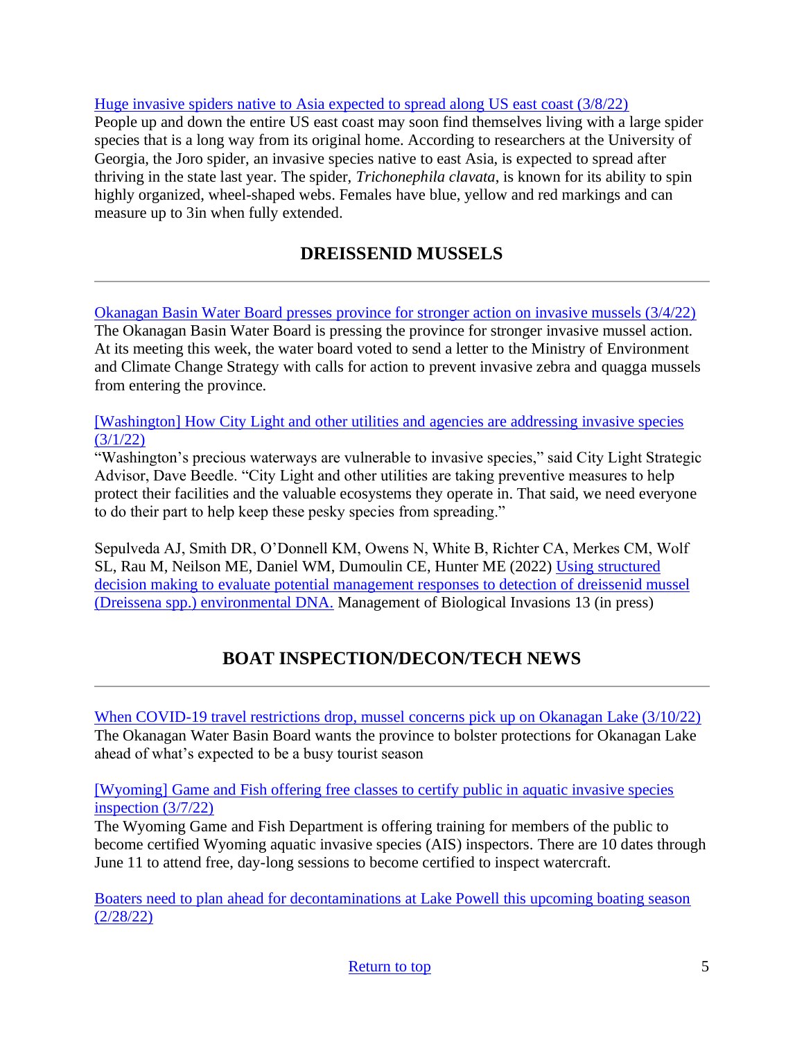[Huge invasive spiders native to Asia expected to spread along US east coast (3/8/22)]
People up and down the entire US east coast may soon find themselves living with a large spider species that is a long way from its original home. According to researchers at the University of Georgia, the Joro spider, an invasive species native to east Asia, is expected to spread after thriving in the state last year. The spider, *Trichonephila clavata*, is known for its ability to spin highly organized, wheel-shaped webs. Females have blue, yellow and red markings and can measure up to 3in when fully extended.

## DREISSENID MUSSELS

---

[Okanagan Basin Water Board presses province for stronger action on invasive mussels (3/4/22)]
The Okanagan Basin Water Board is pressing the province for stronger invasive mussel action. At its meeting this week, the water board voted to send a letter to the Ministry of Environment and Climate Change Strategy with calls for action to prevent invasive zebra and quagga mussels from entering the province.

[[Washington] How City Light and other utilities and agencies are addressing invasive species (3/1/22)]
"Washington's precious waterways are vulnerable to invasive species," said City Light Strategic Advisor, Dave Beedle. "City Light and other utilities are taking preventive measures to help protect their facilities and the valuable ecosystems they operate in. That said, we need everyone to do their part to help keep these pesky species from spreading."

Sepulveda AJ, Smith DR, O'Donnell KM, Owens N, White B, Richter CA, Merkes CM, Wolf SL, Rau M, Neilson ME, Daniel WM, Dumoulin CE, Hunter ME (2022) [Using structured decision making to evaluate potential management responses to detection of dreissenid mussel (Dreissena spp.) environmental DNA.] Management of Biological Invasions 13 (in press)

## BOAT INSPECTION/DECON/TECH NEWS

---

[When COVID-19 travel restrictions drop, mussel concerns pick up on Okanagan Lake (3/10/22)]
The Okanagan Water Basin Board wants the province to bolster protections for Okanagan Lake ahead of what's expected to be a busy tourist season

[[Wyoming] Game and Fish offering free classes to certify public in aquatic invasive species inspection (3/7/22)]
The Wyoming Game and Fish Department is offering training for members of the public to become certified Wyoming aquatic invasive species (AIS) inspectors. There are 10 dates through June 11 to attend free, day-long sessions to become certified to inspect watercraft.

[Boaters need to plan ahead for decontaminations at Lake Powell this upcoming boating season (2/28/22)]

[Return to top]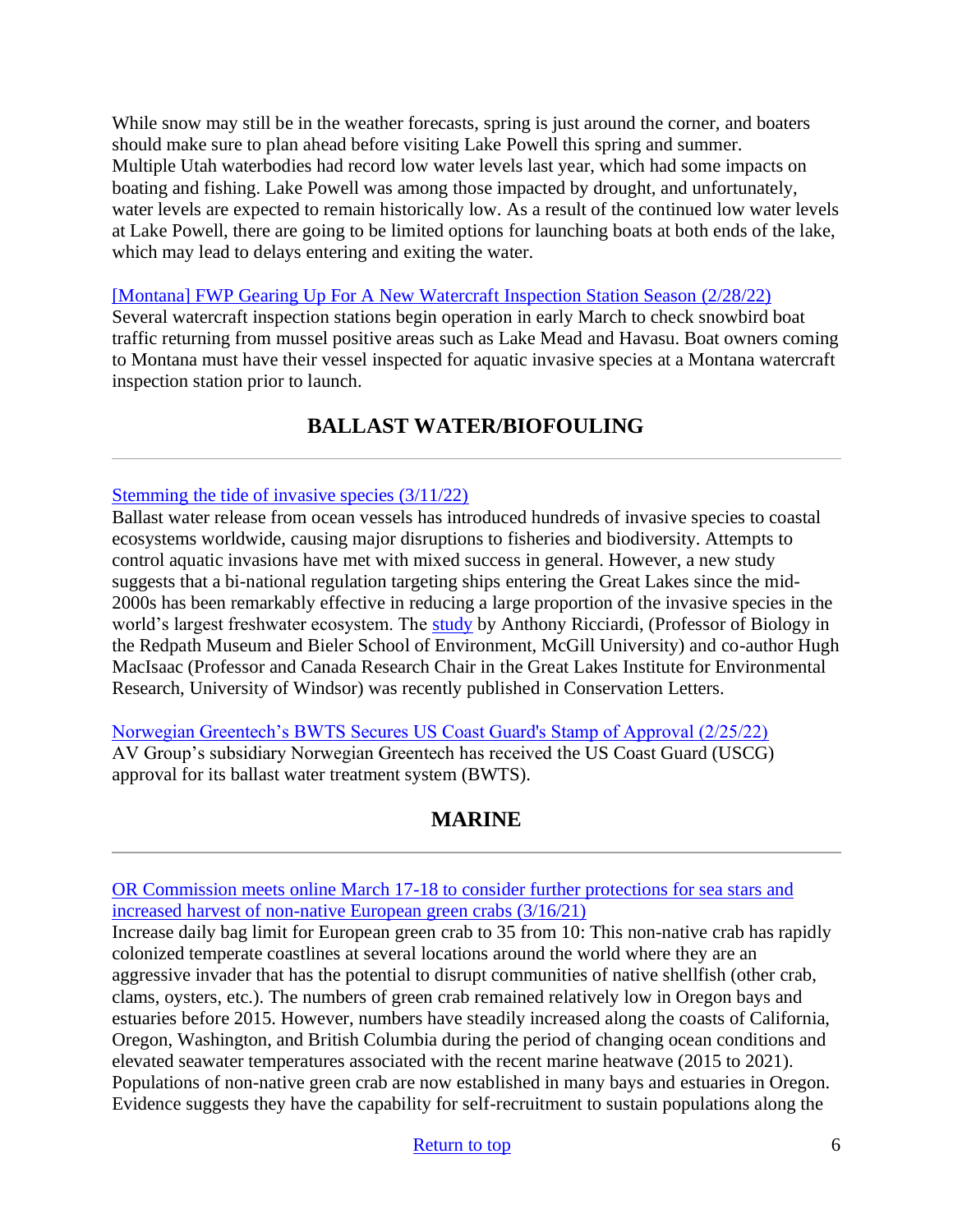While snow may still be in the weather forecasts, spring is just around the corner, and boaters should make sure to plan ahead before visiting Lake Powell this spring and summer. Multiple Utah waterbodies had record low water levels last year, which had some impacts on boating and fishing. Lake Powell was among those impacted by drought, and unfortunately, water levels are expected to remain historically low. As a result of the continued low water levels at Lake Powell, there are going to be limited options for launching boats at both ends of the lake, which may lead to delays entering and exiting the water.

[Montana] FWP Gearing Up For A New Watercraft Inspection Station Season (2/28/22)
Several watercraft inspection stations begin operation in early March to check snowbird boat traffic returning from mussel positive areas such as Lake Mead and Havasu. Boat owners coming to Montana must have their vessel inspected for aquatic invasive species at a Montana watercraft inspection station prior to launch.

## BALLAST WATER/BIOFOULING

Stemming the tide of invasive species (3/11/22)
Ballast water release from ocean vessels has introduced hundreds of invasive species to coastal ecosystems worldwide, causing major disruptions to fisheries and biodiversity. Attempts to control aquatic invasions have met with mixed success in general. However, a new study suggests that a bi-national regulation targeting ships entering the Great Lakes since the mid-2000s has been remarkably effective in reducing a large proportion of the invasive species in the world's largest freshwater ecosystem. The study by Anthony Ricciardi, (Professor of Biology in the Redpath Museum and Bieler School of Environment, McGill University) and co-author Hugh MacIsaac (Professor and Canada Research Chair in the Great Lakes Institute for Environmental Research, University of Windsor) was recently published in Conservation Letters.

Norwegian Greentech's BWTS Secures US Coast Guard's Stamp of Approval (2/25/22)
AV Group's subsidiary Norwegian Greentech has received the US Coast Guard (USCG) approval for its ballast water treatment system (BWTS).

## MARINE

OR Commission meets online March 17-18 to consider further protections for sea stars and increased harvest of non-native European green crabs (3/16/21)
Increase daily bag limit for European green crab to 35 from 10: This non-native crab has rapidly colonized temperate coastlines at several locations around the world where they are an aggressive invader that has the potential to disrupt communities of native shellfish (other crab, clams, oysters, etc.). The numbers of green crab remained relatively low in Oregon bays and estuaries before 2015. However, numbers have steadily increased along the coasts of California, Oregon, Washington, and British Columbia during the period of changing ocean conditions and elevated seawater temperatures associated with the recent marine heatwave (2015 to 2021). Populations of non-native green crab are now established in many bays and estuaries in Oregon. Evidence suggests they have the capability for self-recruitment to sustain populations along the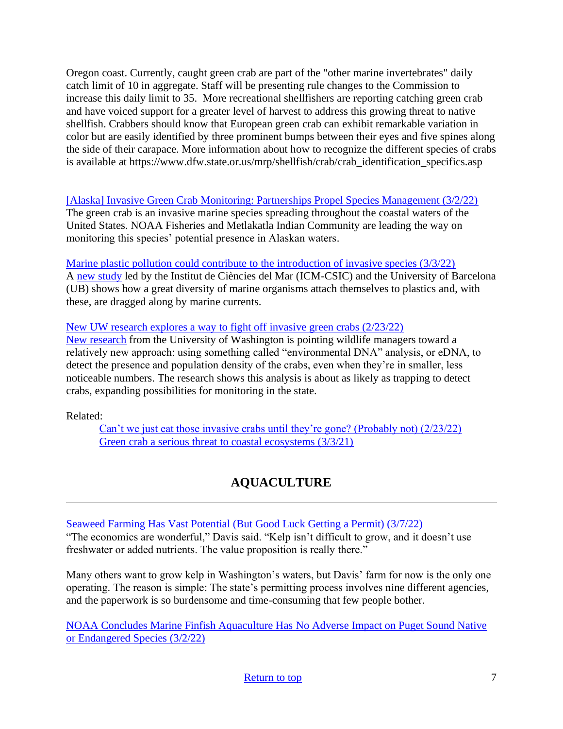Oregon coast. Currently, caught green crab are part of the "other marine invertebrates" daily catch limit of 10 in aggregate. Staff will be presenting rule changes to the Commission to increase this daily limit to 35. More recreational shellfishers are reporting catching green crab and have voiced support for a greater level of harvest to address this growing threat to native shellfish. Crabbers should know that European green crab can exhibit remarkable variation in color but are easily identified by three prominent bumps between their eyes and five spines along the side of their carapace. More information about how to recognize the different species of crabs is available at https://www.dfw.state.or.us/mrp/shellfish/crab/crab_identification_specifics.asp

[Alaska] Invasive Green Crab Monitoring: Partnerships Propel Species Management (3/2/22)
The green crab is an invasive marine species spreading throughout the coastal waters of the United States. NOAA Fisheries and Metlakatla Indian Community are leading the way on monitoring this species' potential presence in Alaskan waters.

Marine plastic pollution could contribute to the introduction of invasive species (3/3/22)
A new study led by the Institut de Ciències del Mar (ICM-CSIC) and the University of Barcelona (UB) shows how a great diversity of marine organisms attach themselves to plastics and, with these, are dragged along by marine currents.

New UW research explores a way to fight off invasive green crabs (2/23/22)
New research from the University of Washington is pointing wildlife managers toward a relatively new approach: using something called "environmental DNA" analysis, or eDNA, to detect the presence and population density of the crabs, even when they're in smaller, less noticeable numbers. The research shows this analysis is about as likely as trapping to detect crabs, expanding possibilities for monitoring in the state.

Related:

- Can't we just eat those invasive crabs until they're gone? (Probably not) (2/23/22)
- Green crab a serious threat to coastal ecosystems (3/3/21)

## AQUACULTURE

---

Seaweed Farming Has Vast Potential (But Good Luck Getting a Permit) (3/7/22)
"The economics are wonderful," Davis said. "Kelp isn't difficult to grow, and it doesn't use freshwater or added nutrients. The value proposition is really there."

Many others want to grow kelp in Washington's waters, but Davis' farm for now is the only one operating. The reason is simple: The state's permitting process involves nine different agencies, and the paperwork is so burdensome and time-consuming that few people bother.

NOAA Concludes Marine Finfish Aquaculture Has No Adverse Impact on Puget Sound Native or Endangered Species (3/2/22)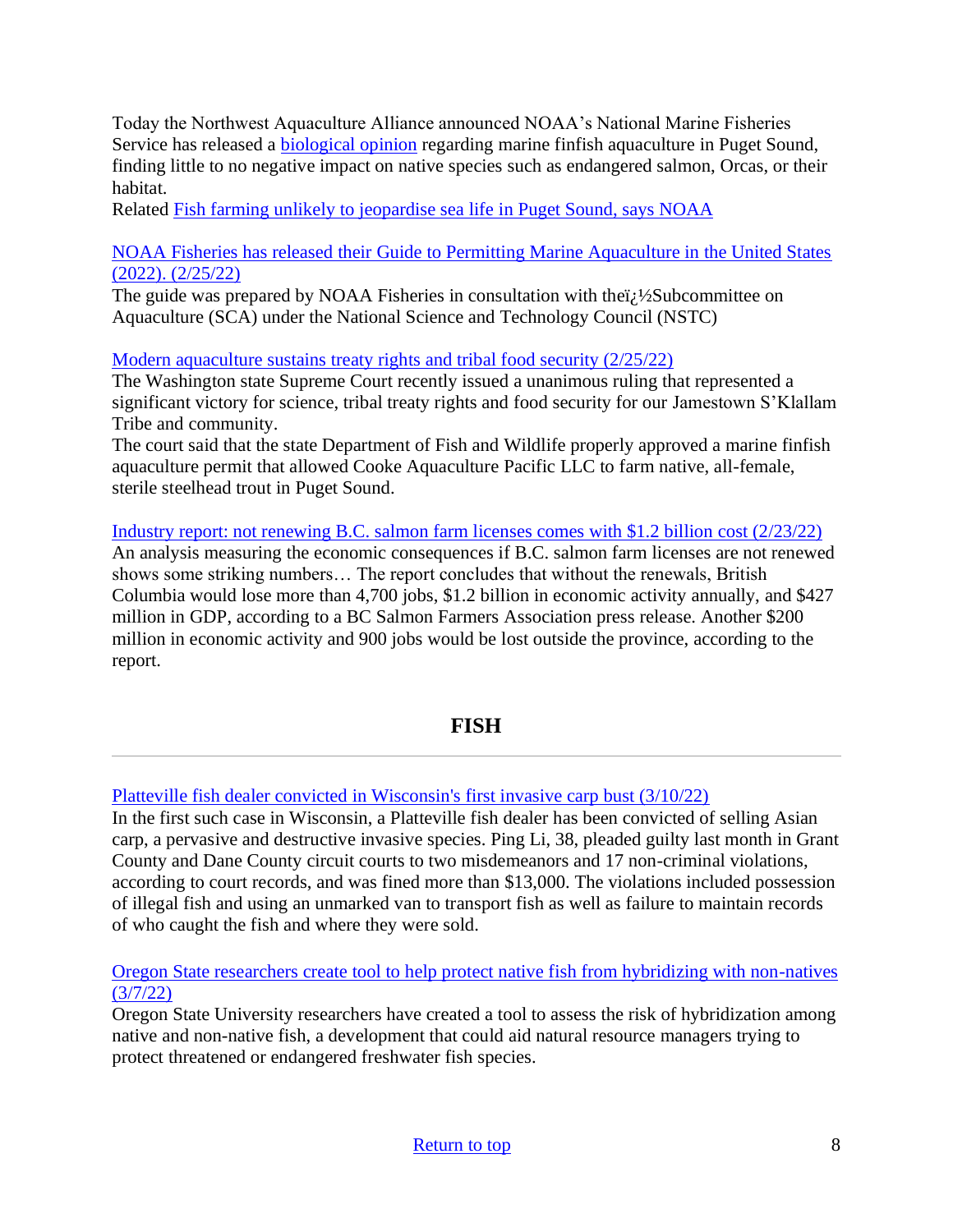Today the Northwest Aquaculture Alliance announced NOAA's National Marine Fisheries Service has released a biological opinion regarding marine finfish aquaculture in Puget Sound, finding little to no negative impact on native species such as endangered salmon, Orcas, or their habitat.
Related Fish farming unlikely to jeopardise sea life in Puget Sound, says NOAA

NOAA Fisheries has released their Guide to Permitting Marine Aquaculture in the United States (2022). (2/25/22)
The guide was prepared by NOAA Fisheries in consultation with theï¿½Subcommittee on Aquaculture (SCA) under the National Science and Technology Council (NSTC)

Modern aquaculture sustains treaty rights and tribal food security (2/25/22)
The Washington state Supreme Court recently issued a unanimous ruling that represented a significant victory for science, tribal treaty rights and food security for our Jamestown S'Klallam Tribe and community.
The court said that the state Department of Fish and Wildlife properly approved a marine finfish aquaculture permit that allowed Cooke Aquaculture Pacific LLC to farm native, all-female, sterile steelhead trout in Puget Sound.

Industry report: not renewing B.C. salmon farm licenses comes with $1.2 billion cost (2/23/22)
An analysis measuring the economic consequences if B.C. salmon farm licenses are not renewed shows some striking numbers… The report concludes that without the renewals, British Columbia would lose more than 4,700 jobs, $1.2 billion in economic activity annually, and $427 million in GDP, according to a BC Salmon Farmers Association press release. Another $200 million in economic activity and 900 jobs would be lost outside the province, according to the report.

## FISH

---

Platteville fish dealer convicted in Wisconsin's first invasive carp bust (3/10/22)
In the first such case in Wisconsin, a Platteville fish dealer has been convicted of selling Asian carp, a pervasive and destructive invasive species. Ping Li, 38, pleaded guilty last month in Grant County and Dane County circuit courts to two misdemeanors and 17 non-criminal violations, according to court records, and was fined more than $13,000. The violations included possession of illegal fish and using an unmarked van to transport fish as well as failure to maintain records of who caught the fish and where they were sold.

Oregon State researchers create tool to help protect native fish from hybridizing with non-natives (3/7/22)
Oregon State University researchers have created a tool to assess the risk of hybridization among native and non-native fish, a development that could aid natural resource managers trying to protect threatened or endangered freshwater fish species.

Return to top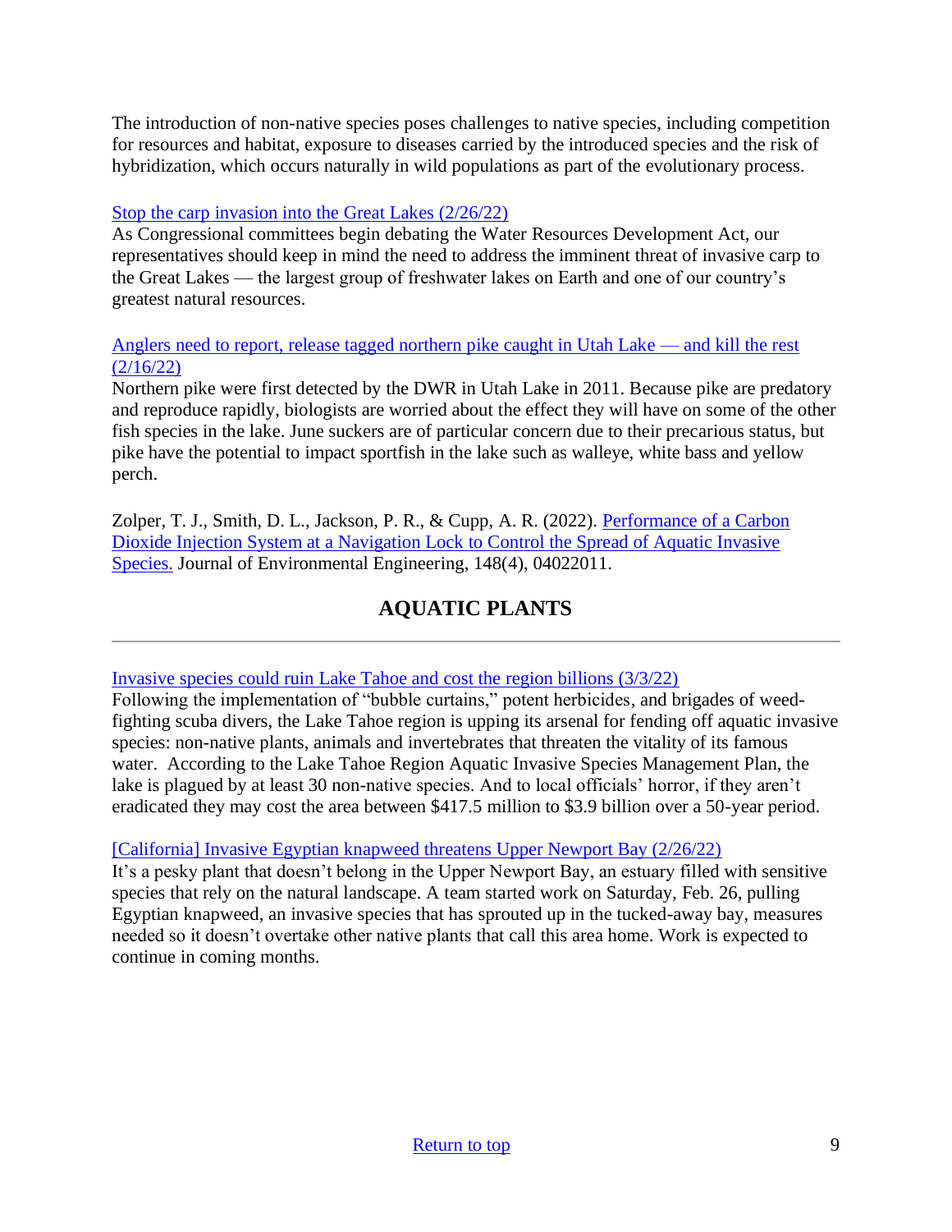The introduction of non-native species poses challenges to native species, including competition for resources and habitat, exposure to diseases carried by the introduced species and the risk of hybridization, which occurs naturally in wild populations as part of the evolutionary process.

[Stop the carp invasion into the Great Lakes (2/26/22)]
As Congressional committees begin debating the Water Resources Development Act, our representatives should keep in mind the need to address the imminent threat of invasive carp to the Great Lakes — the largest group of freshwater lakes on Earth and one of our country's greatest natural resources.

[Anglers need to report, release tagged northern pike caught in Utah Lake — and kill the rest (2/16/22)]
Northern pike were first detected by the DWR in Utah Lake in 2011. Because pike are predatory and reproduce rapidly, biologists are worried about the effect they will have on some of the other fish species in the lake. June suckers are of particular concern due to their precarious status, but pike have the potential to impact sportfish in the lake such as walleye, white bass and yellow perch.

Zolper, T. J., Smith, D. L., Jackson, P. R., & Cupp, A. R. (2022). Performance of a Carbon Dioxide Injection System at a Navigation Lock to Control the Spread of Aquatic Invasive Species. Journal of Environmental Engineering, 148(4), 04022011.

## AQUATIC PLANTS

---

[Invasive species could ruin Lake Tahoe and cost the region billions (3/3/22)]
Following the implementation of "bubble curtains," potent herbicides, and brigades of weed-fighting scuba divers, the Lake Tahoe region is upping its arsenal for fending off aquatic invasive species: non-native plants, animals and invertebrates that threaten the vitality of its famous water. According to the Lake Tahoe Region Aquatic Invasive Species Management Plan, the lake is plagued by at least 30 non-native species. And to local officials' horror, if they aren't eradicated they may cost the area between $417.5 million to $3.9 billion over a 50-year period.

[[California] Invasive Egyptian knapweed threatens Upper Newport Bay (2/26/22)]
It's a pesky plant that doesn't belong in the Upper Newport Bay, an estuary filled with sensitive species that rely on the natural landscape. A team started work on Saturday, Feb. 26, pulling Egyptian knapweed, an invasive species that has sprouted up in the tucked-away bay, measures needed so it doesn't overtake other native plants that call this area home. Work is expected to continue in coming months.

Return to top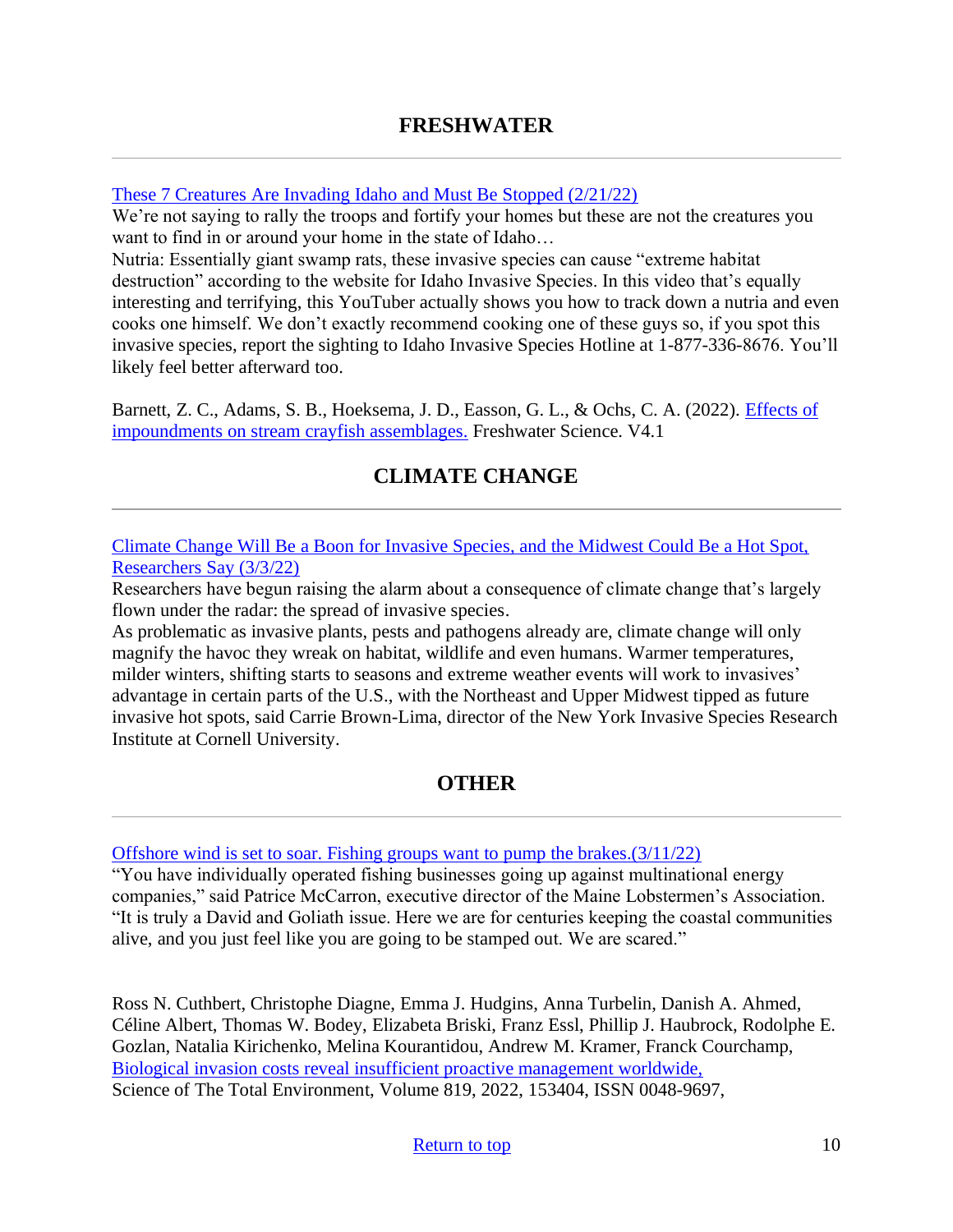## FRESHWATER

---

These 7 Creatures Are Invading Idaho and Must Be Stopped (2/21/22)
We're not saying to rally the troops and fortify your homes but these are not the creatures you want to find in or around your home in the state of Idaho…
Nutria: Essentially giant swamp rats, these invasive species can cause "extreme habitat destruction" according to the website for Idaho Invasive Species. In this video that's equally interesting and terrifying, this YouTuber actually shows you how to track down a nutria and even cooks one himself. We don't exactly recommend cooking one of these guys so, if you spot this invasive species, report the sighting to Idaho Invasive Species Hotline at 1-877-336-8676. You'll likely feel better afterward too.

Barnett, Z. C., Adams, S. B., Hoeksema, J. D., Easson, G. L., & Ochs, C. A. (2022). Effects of impoundments on stream crayfish assemblages. Freshwater Science. V4.1

## CLIMATE CHANGE

---

Climate Change Will Be a Boon for Invasive Species, and the Midwest Could Be a Hot Spot, Researchers Say (3/3/22)
Researchers have begun raising the alarm about a consequence of climate change that's largely flown under the radar: the spread of invasive species.
As problematic as invasive plants, pests and pathogens already are, climate change will only magnify the havoc they wreak on habitat, wildlife and even humans. Warmer temperatures, milder winters, shifting starts to seasons and extreme weather events will work to invasives' advantage in certain parts of the U.S., with the Northeast and Upper Midwest tipped as future invasive hot spots, said Carrie Brown-Lima, director of the New York Invasive Species Research Institute at Cornell University.

## OTHER

---

Offshore wind is set to soar. Fishing groups want to pump the brakes.(3/11/22)
"You have individually operated fishing businesses going up against multinational energy companies," said Patrice McCarron, executive director of the Maine Lobstermen's Association. "It is truly a David and Goliath issue. Here we are for centuries keeping the coastal communities alive, and you just feel like you are going to be stamped out. We are scared."

Ross N. Cuthbert, Christophe Diagne, Emma J. Hudgins, Anna Turbelin, Danish A. Ahmed, Céline Albert, Thomas W. Bodey, Elizabeta Briski, Franz Essl, Phillip J. Haubrock, Rodolphe E. Gozlan, Natalia Kirichenko, Melina Kourantidou, Andrew M. Kramer, Franck Courchamp, Biological invasion costs reveal insufficient proactive management worldwide, Science of The Total Environment, Volume 819, 2022, 153404, ISSN 0048-9697,

Return to top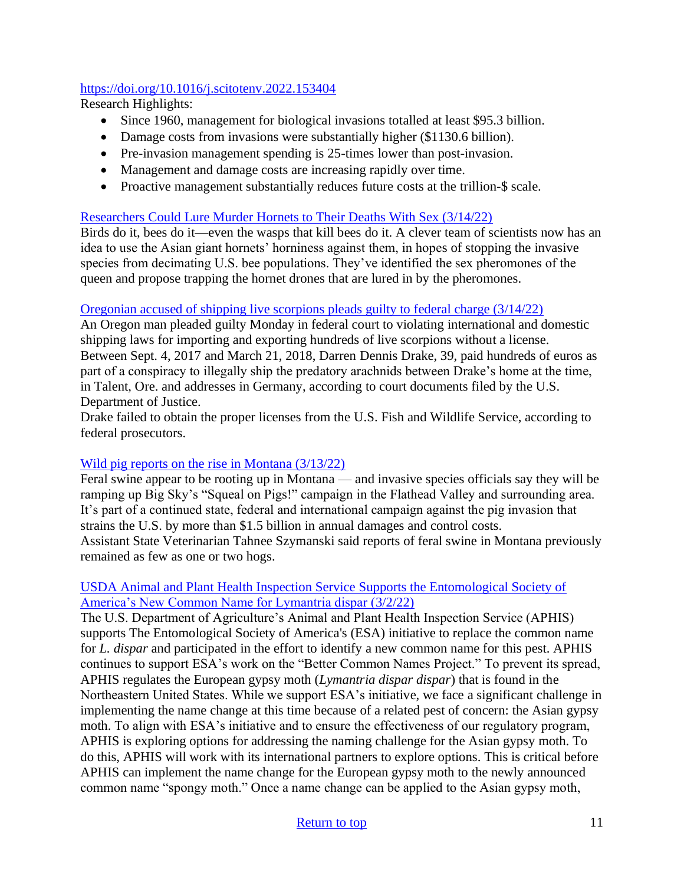https://doi.org/10.1016/j.scitotenv.2022.153404

Research Highlights:

- Since 1960, management for biological invasions totalled at least $95.3 billion.
- Damage costs from invasions were substantially higher ($1130.6 billion).
- Pre-invasion management spending is 25-times lower than post-invasion.
- Management and damage costs are increasing rapidly over time.
- Proactive management substantially reduces future costs at the trillion-$ scale.

[Researchers Could Lure Murder Hornets to Their Deaths With Sex (3/14/22)]

Birds do it, bees do it—even the wasps that kill bees do it. A clever team of scientists now has an idea to use the Asian giant hornets' horniness against them, in hopes of stopping the invasive species from decimating U.S. bee populations. They've identified the sex pheromones of the queen and propose trapping the hornet drones that are lured in by the pheromones.

[Oregonian accused of shipping live scorpions pleads guilty to federal charge (3/14/22)]

An Oregon man pleaded guilty Monday in federal court to violating international and domestic shipping laws for importing and exporting hundreds of live scorpions without a license. Between Sept. 4, 2017 and March 21, 2018, Darren Dennis Drake, 39, paid hundreds of euros as part of a conspiracy to illegally ship the predatory arachnids between Drake's home at the time, in Talent, Ore. and addresses in Germany, according to court documents filed by the U.S. Department of Justice.

Drake failed to obtain the proper licenses from the U.S. Fish and Wildlife Service, according to federal prosecutors.

[Wild pig reports on the rise in Montana (3/13/22)]

Feral swine appear to be rooting up in Montana — and invasive species officials say they will be ramping up Big Sky's "Squeal on Pigs!" campaign in the Flathead Valley and surrounding area. It's part of a continued state, federal and international campaign against the pig invasion that strains the U.S. by more than $1.5 billion in annual damages and control costs.

Assistant State Veterinarian Tahnee Szymanski said reports of feral swine in Montana previously remained as few as one or two hogs.

[USDA Animal and Plant Health Inspection Service Supports the Entomological Society of America's New Common Name for Lymantria dispar (3/2/22)]

The U.S. Department of Agriculture's Animal and Plant Health Inspection Service (APHIS) supports The Entomological Society of America's (ESA) initiative to replace the common name for *L. dispar* and participated in the effort to identify a new common name for this pest. APHIS continues to support ESA's work on the "Better Common Names Project." To prevent its spread, APHIS regulates the European gypsy moth (*Lymantria dispar dispar*) that is found in the Northeastern United States. While we support ESA's initiative, we face a significant challenge in implementing the name change at this time because of a related pest of concern: the Asian gypsy moth. To align with ESA's initiative and to ensure the effectiveness of our regulatory program, APHIS is exploring options for addressing the naming challenge for the Asian gypsy moth. To do this, APHIS will work with its international partners to explore options. This is critical before APHIS can implement the name change for the European gypsy moth to the newly announced common name "spongy moth." Once a name change can be applied to the Asian gypsy moth,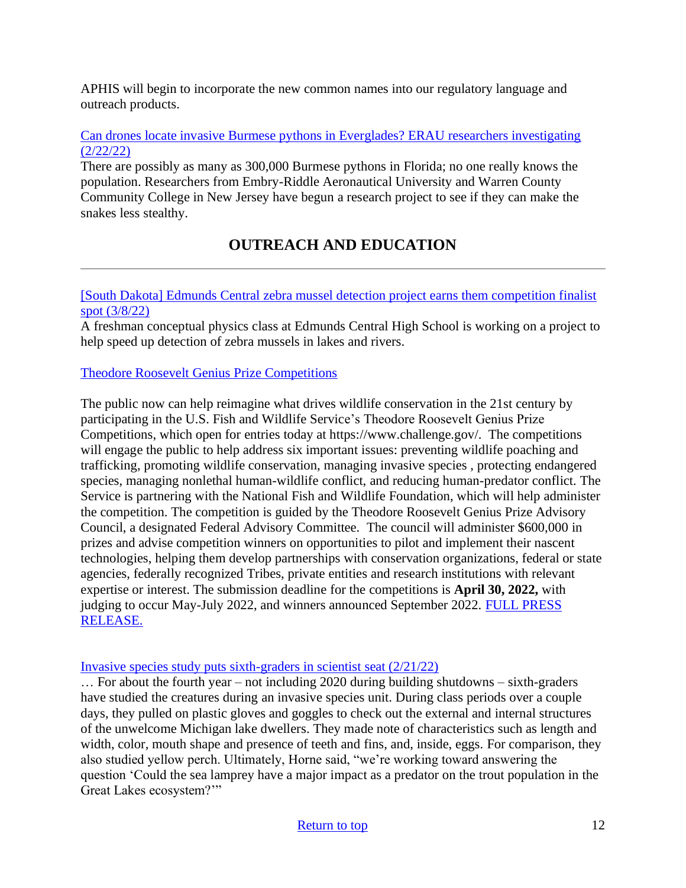APHIS will begin to incorporate the new common names into our regulatory language and outreach products.

[Can drones locate invasive Burmese pythons in Everglades? ERAU researchers investigating (2/22/22)]
There are possibly as many as 300,000 Burmese pythons in Florida; no one really knows the population. Researchers from Embry-Riddle Aeronautical University and Warren County Community College in New Jersey have begun a research project to see if they can make the snakes less stealthy.

## OUTREACH AND EDUCATION

---

[[South Dakota] Edmunds Central zebra mussel detection project earns them competition finalist spot (3/8/22)]
A freshman conceptual physics class at Edmunds Central High School is working on a project to help speed up detection of zebra mussels in lakes and rivers.

[Theodore Roosevelt Genius Prize Competitions]

The public now can help reimagine what drives wildlife conservation in the 21st century by participating in the U.S. Fish and Wildlife Service's Theodore Roosevelt Genius Prize Competitions, which open for entries today at https://www.challenge.gov/. The competitions will engage the public to help address six important issues: preventing wildlife poaching and trafficking, promoting wildlife conservation, managing invasive species , protecting endangered species, managing nonlethal human-wildlife conflict, and reducing human-predator conflict. The Service is partnering with the National Fish and Wildlife Foundation, which will help administer the competition. The competition is guided by the Theodore Roosevelt Genius Prize Advisory Council, a designated Federal Advisory Committee. The council will administer $600,000 in prizes and advise competition winners on opportunities to pilot and implement their nascent technologies, helping them develop partnerships with conservation organizations, federal or state agencies, federally recognized Tribes, private entities and research institutions with relevant expertise or interest. The submission deadline for the competitions is **April 30, 2022,** with judging to occur May-July 2022, and winners announced September 2022. [FULL PRESS RELEASE.]

[Invasive species study puts sixth-graders in scientist seat (2/21/22)]
… For about the fourth year – not including 2020 during building shutdowns – sixth-graders have studied the creatures during an invasive species unit. During class periods over a couple days, they pulled on plastic gloves and goggles to check out the external and internal structures of the unwelcome Michigan lake dwellers. They made note of characteristics such as length and width, color, mouth shape and presence of teeth and fins, and, inside, eggs. For comparison, they also studied yellow perch. Ultimately, Horne said, "we're working toward answering the question 'Could the sea lamprey have a major impact as a predator on the trout population in the Great Lakes ecosystem?'"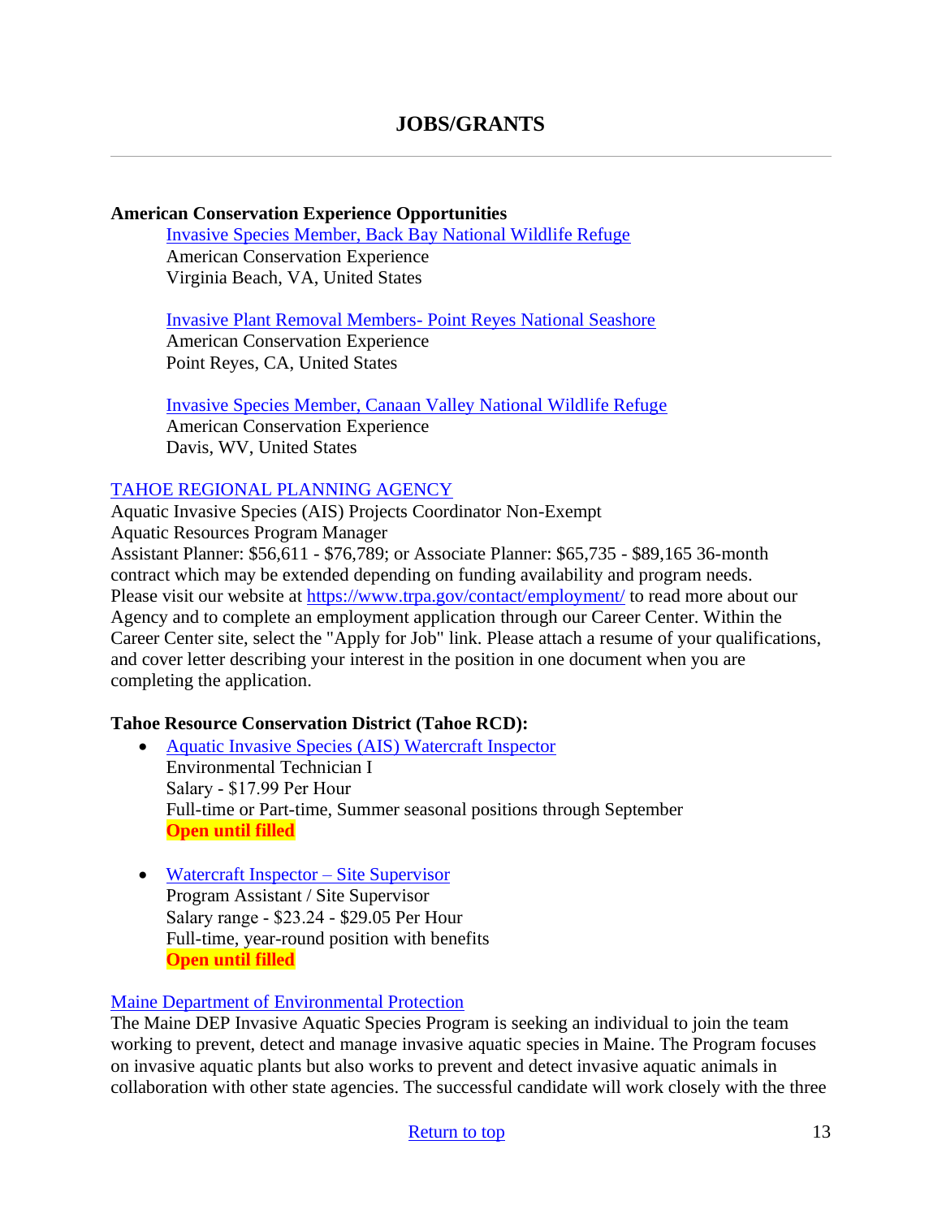## JOBS/GRANTS

---

**American Conservation Experience Opportunities**

Invasive Species Member, Back Bay National Wildlife Refuge
American Conservation Experience
Virginia Beach, VA, United States

Invasive Plant Removal Members- Point Reyes National Seashore
American Conservation Experience
Point Reyes, CA, United States

Invasive Species Member, Canaan Valley National Wildlife Refuge
American Conservation Experience
Davis, WV, United States

TAHOE REGIONAL PLANNING AGENCY
Aquatic Invasive Species (AIS) Projects Coordinator Non-Exempt
Aquatic Resources Program Manager
Assistant Planner: $56,611 - $76,789; or Associate Planner: $65,735 - $89,165 36-month contract which may be extended depending on funding availability and program needs. Please visit our website at https://www.trpa.gov/contact/employment/ to read more about our Agency and to complete an employment application through our Career Center. Within the Career Center site, select the "Apply for Job" link. Please attach a resume of your qualifications, and cover letter describing your interest in the position in one document when you are completing the application.

**Tahoe Resource Conservation District (Tahoe RCD):**

- Aquatic Invasive Species (AIS) Watercraft Inspector
  Environmental Technician I
  Salary - $17.99 Per Hour
  Full-time or Part-time, Summer seasonal positions through September
  **Open until filled**

- Watercraft Inspector – Site Supervisor
  Program Assistant / Site Supervisor
  Salary range - $23.24 - $29.05 Per Hour
  Full-time, year-round position with benefits
  **Open until filled**

Maine Department of Environmental Protection
The Maine DEP Invasive Aquatic Species Program is seeking an individual to join the team working to prevent, detect and manage invasive aquatic species in Maine. The Program focuses on invasive aquatic plants but also works to prevent and detect invasive aquatic animals in collaboration with other state agencies. The successful candidate will work closely with the three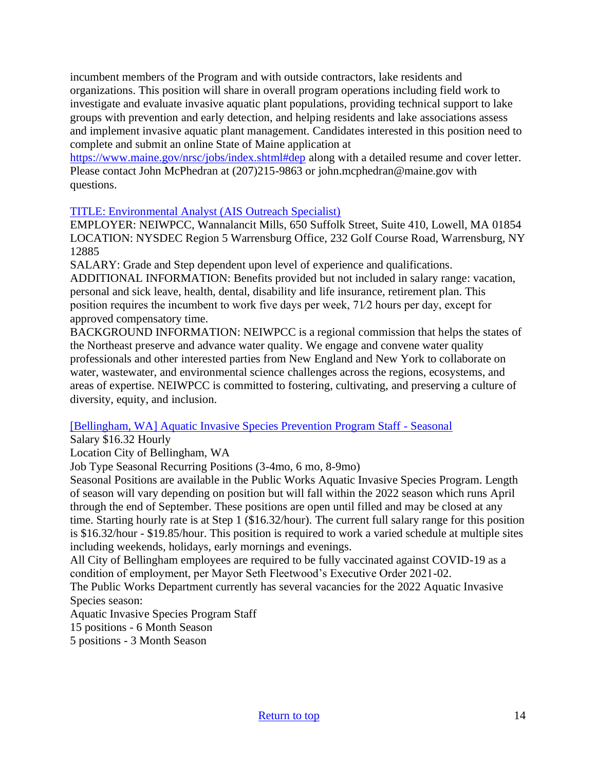incumbent members of the Program and with outside contractors, lake residents and organizations. This position will share in overall program operations including field work to investigate and evaluate invasive aquatic plant populations, providing technical support to lake groups with prevention and early detection, and helping residents and lake associations assess and implement invasive aquatic plant management. Candidates interested in this position need to complete and submit an online State of Maine application at https://www.maine.gov/nrsc/jobs/index.shtml#dep along with a detailed resume and cover letter. Please contact John McPhedran at (207)215-9863 or john.mcphedran@maine.gov with questions.

[TITLE: Environmental Analyst (AIS Outreach Specialist)]

EMPLOYER: NEIWPCC, Wannalancit Mills, 650 Suffolk Street, Suite 410, Lowell, MA 01854
LOCATION: NYSDEC Region 5 Warrensburg Office, 232 Golf Course Road, Warrensburg, NY 12885
SALARY: Grade and Step dependent upon level of experience and qualifications.
ADDITIONAL INFORMATION: Benefits provided but not included in salary range: vacation, personal and sick leave, health, dental, disability and life insurance, retirement plan. This position requires the incumbent to work five days per week, 7 1⁄2 hours per day, except for approved compensatory time.
BACKGROUND INFORMATION: NEIWPCC is a regional commission that helps the states of the Northeast preserve and advance water quality. We engage and convene water quality professionals and other interested parties from New England and New York to collaborate on water, wastewater, and environmental science challenges across the regions, ecosystems, and areas of expertise. NEIWPCC is committed to fostering, cultivating, and preserving a culture of diversity, equity, and inclusion.

[Bellingham, WA] Aquatic Invasive Species Prevention Program Staff - Seasonal

Salary $16.32 Hourly
Location City of Bellingham, WA
Job Type Seasonal Recurring Positions (3-4mo, 6 mo, 8-9mo)
Seasonal Positions are available in the Public Works Aquatic Invasive Species Program. Length of season will vary depending on position but will fall within the 2022 season which runs April through the end of September. These positions are open until filled and may be closed at any time. Starting hourly rate is at Step 1 ($16.32/hour). The current full salary range for this position is $16.32/hour - $19.85/hour. This position is required to work a varied schedule at multiple sites including weekends, holidays, early mornings and evenings.
All City of Bellingham employees are required to be fully vaccinated against COVID-19 as a condition of employment, per Mayor Seth Fleetwood's Executive Order 2021-02.
The Public Works Department currently has several vacancies for the 2022 Aquatic Invasive Species season:
Aquatic Invasive Species Program Staff
15 positions - 6 Month Season
5 positions - 3 Month Season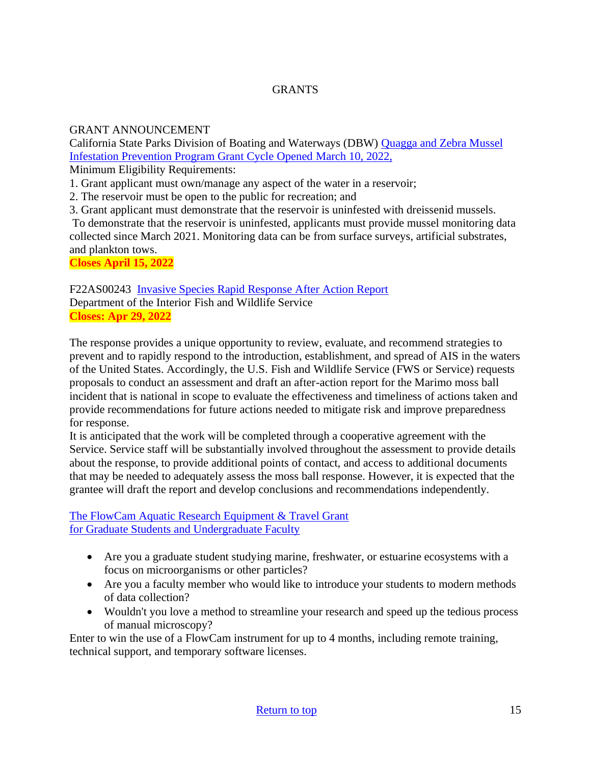# GRANTS

GRANT ANNOUNCEMENT
California State Parks Division of Boating and Waterways (DBW) Quagga and Zebra Mussel Infestation Prevention Program Grant Cycle Opened March 10, 2022,
Minimum Eligibility Requirements:
1. Grant applicant must own/manage any aspect of the water in a reservoir;
2. The reservoir must be open to the public for recreation; and
3. Grant applicant must demonstrate that the reservoir is uninfested with dreissenid mussels.

To demonstrate that the reservoir is uninfested, applicants must provide mussel monitoring data collected since March 2021. Monitoring data can be from surface surveys, artificial substrates, and plankton tows.
**Closes April 15, 2022**

F22AS00243 Invasive Species Rapid Response After Action Report
Department of the Interior Fish and Wildlife Service
**Closes: Apr 29, 2022**

The response provides a unique opportunity to review, evaluate, and recommend strategies to prevent and to rapidly respond to the introduction, establishment, and spread of AIS in the waters of the United States. Accordingly, the U.S. Fish and Wildlife Service (FWS or Service) requests proposals to conduct an assessment and draft an after-action report for the Marimo moss ball incident that is national in scope to evaluate the effectiveness and timeliness of actions taken and provide recommendations for future actions needed to mitigate risk and improve preparedness for response.
It is anticipated that the work will be completed through a cooperative agreement with the Service. Service staff will be substantially involved throughout the assessment to provide details about the response, to provide additional points of contact, and access to additional documents that may be needed to adequately assess the moss ball response. However, it is expected that the grantee will draft the report and develop conclusions and recommendations independently.

The FlowCam Aquatic Research Equipment & Travel Grant
for Graduate Students and Undergraduate Faculty

- Are you a graduate student studying marine, freshwater, or estuarine ecosystems with a focus on microorganisms or other particles?
- Are you a faculty member who would like to introduce your students to modern methods of data collection?
- Wouldn't you love a method to streamline your research and speed up the tedious process of manual microscopy?

Enter to win the use of a FlowCam instrument for up to 4 months, including remote training, technical support, and temporary software licenses.

Return to top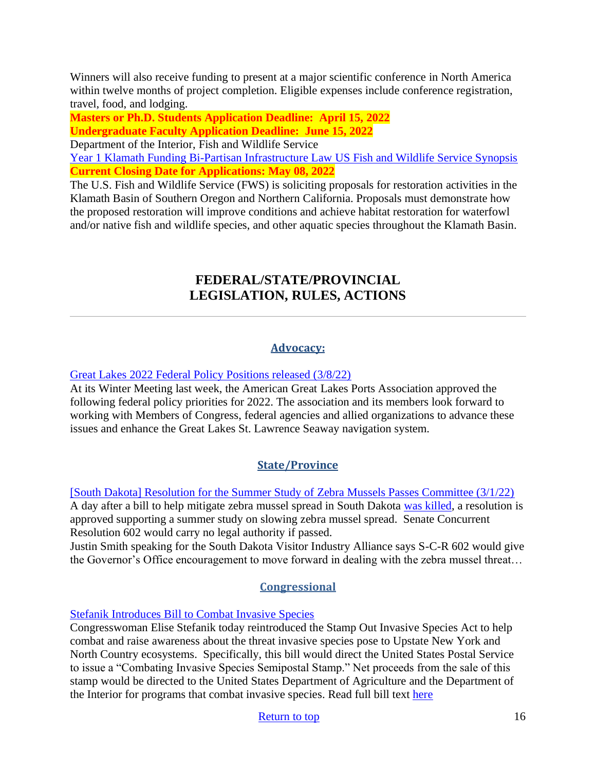Winners will also receive funding to present at a major scientific conference in North America within twelve months of project completion. Eligible expenses include conference registration, travel, food, and lodging.

**Masters or Ph.D. Students Application Deadline: April 15, 2022**

**Undergraduate Faculty Application Deadline: June 15, 2022**

Department of the Interior, Fish and Wildlife Service

Year 1 Klamath Funding Bi-Partisan Infrastructure Law US Fish and Wildlife Service Synopsis

**Current Closing Date for Applications: May 08, 2022**

The U.S. Fish and Wildlife Service (FWS) is soliciting proposals for restoration activities in the Klamath Basin of Southern Oregon and Northern California. Proposals must demonstrate how the proposed restoration will improve conditions and achieve habitat restoration for waterfowl and/or native fish and wildlife species, and other aquatic species throughout the Klamath Basin.

## FEDERAL/STATE/PROVINCIAL LEGISLATION, RULES, ACTIONS

---

### Advocacy:

Great Lakes 2022 Federal Policy Positions released (3/8/22)

At its Winter Meeting last week, the American Great Lakes Ports Association approved the following federal policy priorities for 2022. The association and its members look forward to working with Members of Congress, federal agencies and allied organizations to advance these issues and enhance the Great Lakes St. Lawrence Seaway navigation system.

### State/Province

[South Dakota] Resolution for the Summer Study of Zebra Mussels Passes Committee (3/1/22)

A day after a bill to help mitigate zebra mussel spread in South Dakota was killed, a resolution is approved supporting a summer study on slowing zebra mussel spread. Senate Concurrent Resolution 602 would carry no legal authority if passed.

Justin Smith speaking for the South Dakota Visitor Industry Alliance says S-C-R 602 would give the Governor's Office encouragement to move forward in dealing with the zebra mussel threat…

### Congressional

Stefanik Introduces Bill to Combat Invasive Species

Congresswoman Elise Stefanik today reintroduced the Stamp Out Invasive Species Act to help combat and raise awareness about the threat invasive species pose to Upstate New York and North Country ecosystems. Specifically, this bill would direct the United States Postal Service to issue a "Combating Invasive Species Semipostal Stamp." Net proceeds from the sale of this stamp would be directed to the United States Department of Agriculture and the Department of the Interior for programs that combat invasive species. Read full bill text here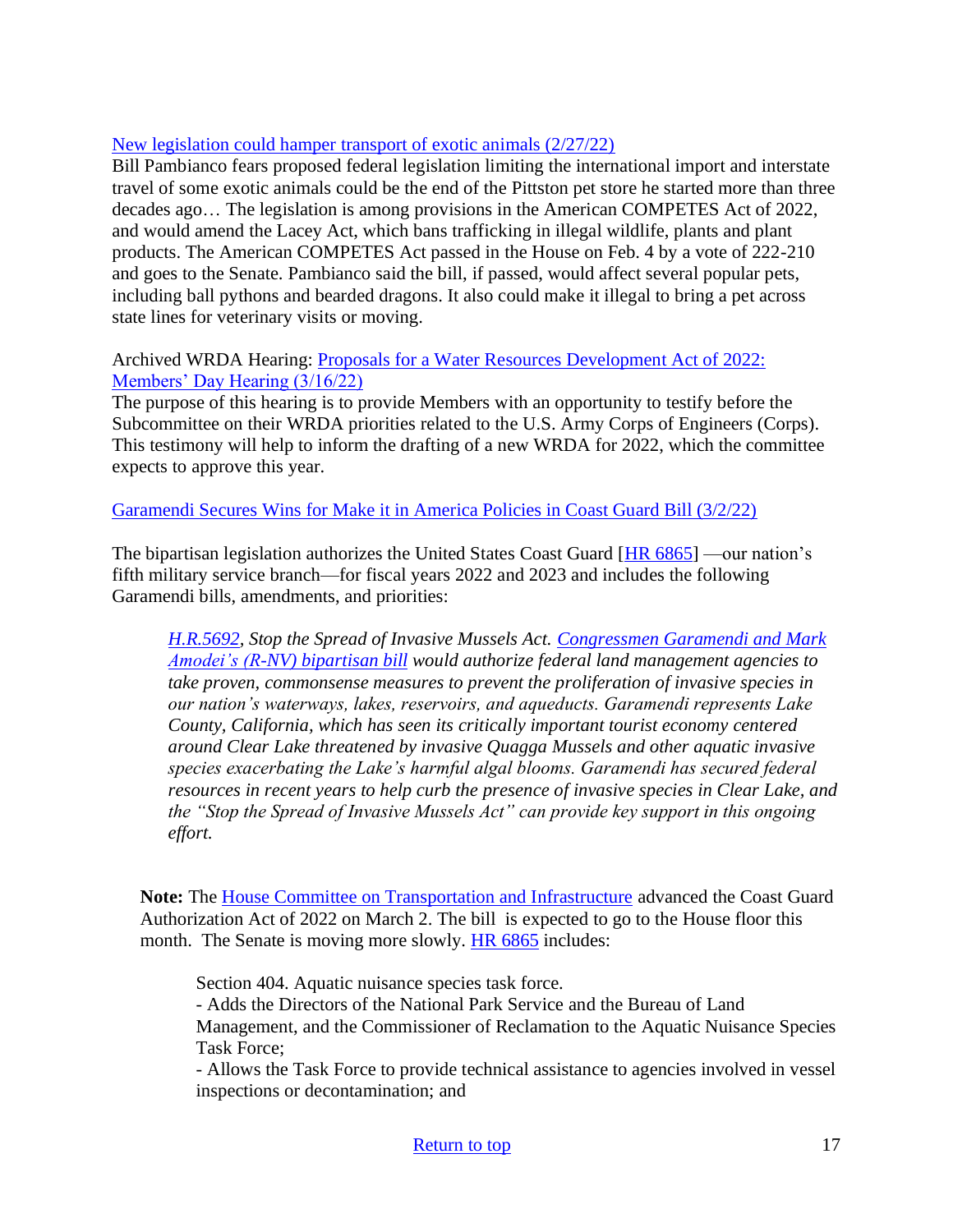[New legislation could hamper transport of exotic animals (2/27/22)]

Bill Pambianco fears proposed federal legislation limiting the international import and interstate travel of some exotic animals could be the end of the Pittston pet store he started more than three decades ago… The legislation is among provisions in the American COMPETES Act of 2022, and would amend the Lacey Act, which bans trafficking in illegal wildlife, plants and plant products. The American COMPETES Act passed in the House on Feb. 4 by a vote of 222-210 and goes to the Senate. Pambianco said the bill, if passed, would affect several popular pets, including ball pythons and bearded dragons. It also could make it illegal to bring a pet across state lines for veterinary visits or moving.

Archived WRDA Hearing: [Proposals for a Water Resources Development Act of 2022: Members' Day Hearing (3/16/22)]

The purpose of this hearing is to provide Members with an opportunity to testify before the Subcommittee on their WRDA priorities related to the U.S. Army Corps of Engineers (Corps). This testimony will help to inform the drafting of a new WRDA for 2022, which the committee expects to approve this year.

[Garamendi Secures Wins for Make it in America Policies in Coast Guard Bill (3/2/22)]

The bipartisan legislation authorizes the United States Coast Guard [HR 6865] —our nation's fifth military service branch—for fiscal years 2022 and 2023 and includes the following Garamendi bills, amendments, and priorities:

> *H.R.5692, Stop the Spread of Invasive Mussels Act. Congressmen Garamendi and Mark Amodei's (R-NV) bipartisan bill would authorize federal land management agencies to take proven, commonsense measures to prevent the proliferation of invasive species in our nation's waterways, lakes, reservoirs, and aqueducts. Garamendi represents Lake County, California, which has seen its critically important tourist economy centered around Clear Lake threatened by invasive Quagga Mussels and other aquatic invasive species exacerbating the Lake's harmful algal blooms. Garamendi has secured federal resources in recent years to help curb the presence of invasive species in Clear Lake, and the "Stop the Spread of Invasive Mussels Act" can provide key support in this ongoing effort.*

**Note:** The House Committee on Transportation and Infrastructure advanced the Coast Guard Authorization Act of 2022 on March 2. The bill is expected to go to the House floor this month. The Senate is moving more slowly. HR 6865 includes:

> Section 404. Aquatic nuisance species task force.
> - Adds the Directors of the National Park Service and the Bureau of Land Management, and the Commissioner of Reclamation to the Aquatic Nuisance Species Task Force;
> - Allows the Task Force to provide technical assistance to agencies involved in vessel inspections or decontamination; and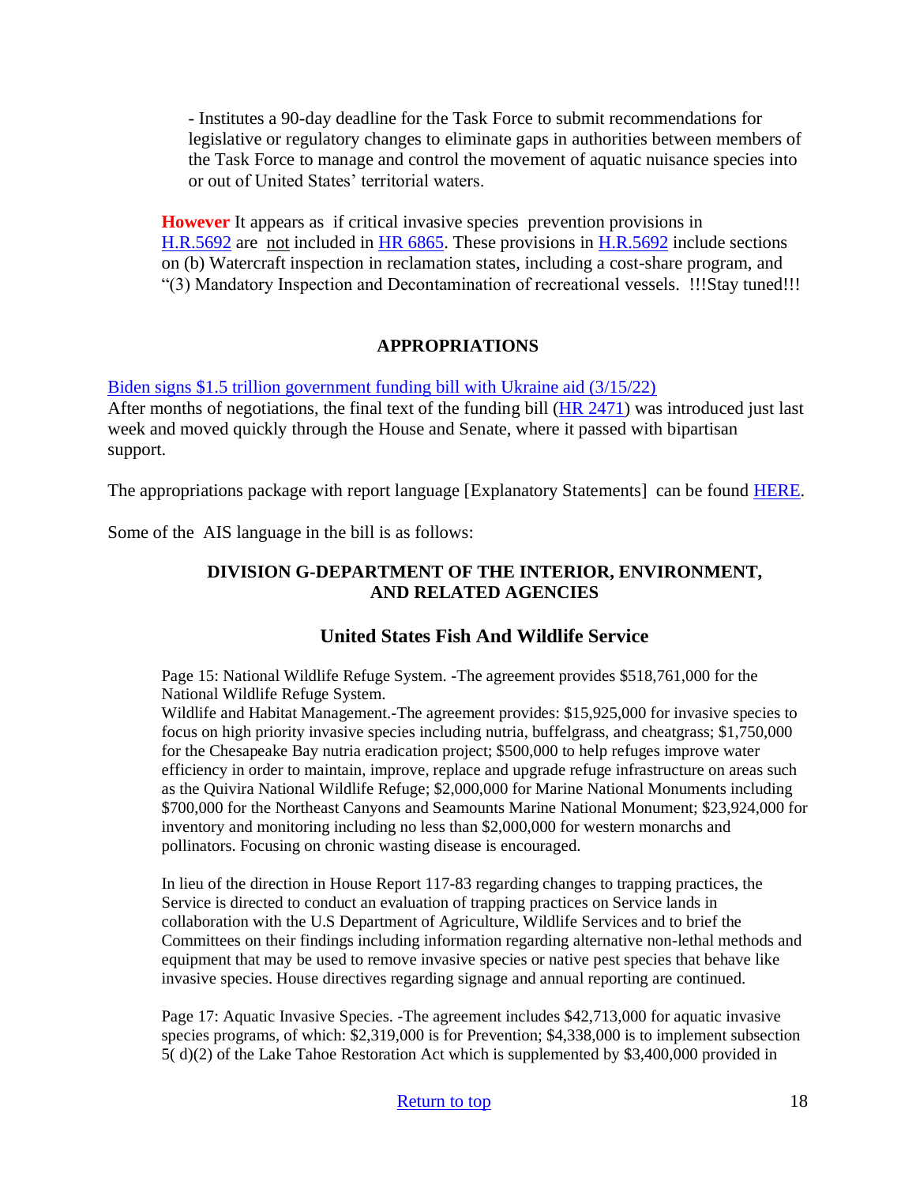- Institutes a 90-day deadline for the Task Force to submit recommendations for legislative or regulatory changes to eliminate gaps in authorities between members of the Task Force to manage and control the movement of aquatic nuisance species into or out of United States' territorial waters.

**However** It appears as if critical invasive species prevention provisions in H.R.5692 are not included in HR 6865. These provisions in H.R.5692 include sections on (b) Watercraft inspection in reclamation states, including a cost-share program, and "(3) Mandatory Inspection and Decontamination of recreational vessels. !!!Stay tuned!!!

## APPROPRIATIONS

Biden signs $1.5 trillion government funding bill with Ukraine aid (3/15/22)
After months of negotiations, the final text of the funding bill (HR 2471) was introduced just last week and moved quickly through the House and Senate, where it passed with bipartisan support.

The appropriations package with report language [Explanatory Statements] can be found HERE.

Some of the AIS language in the bill is as follows:

### DIVISION G-DEPARTMENT OF THE INTERIOR, ENVIRONMENT, AND RELATED AGENCIES

### United States Fish And Wildlife Service

Page 15: National Wildlife Refuge System. -The agreement provides $518,761,000 for the National Wildlife Refuge System.
Wildlife and Habitat Management.-The agreement provides: $15,925,000 for invasive species to focus on high priority invasive species including nutria, buffelgrass, and cheatgrass; $1,750,000 for the Chesapeake Bay nutria eradication project; $500,000 to help refuges improve water efficiency in order to maintain, improve, replace and upgrade refuge infrastructure on areas such as the Quivira National Wildlife Refuge; $2,000,000 for Marine National Monuments including $700,000 for the Northeast Canyons and Seamounts Marine National Monument; $23,924,000 for inventory and monitoring including no less than $2,000,000 for western monarchs and pollinators. Focusing on chronic wasting disease is encouraged.

In lieu of the direction in House Report 117-83 regarding changes to trapping practices, the Service is directed to conduct an evaluation of trapping practices on Service lands in collaboration with the U.S Department of Agriculture, Wildlife Services and to brief the Committees on their findings including information regarding alternative non-lethal methods and equipment that may be used to remove invasive species or native pest species that behave like invasive species. House directives regarding signage and annual reporting are continued.

Page 17: Aquatic Invasive Species. -The agreement includes $42,713,000 for aquatic invasive species programs, of which: $2,319,000 is for Prevention; $4,338,000 is to implement subsection 5( d)(2) of the Lake Tahoe Restoration Act which is supplemented by $3,400,000 provided in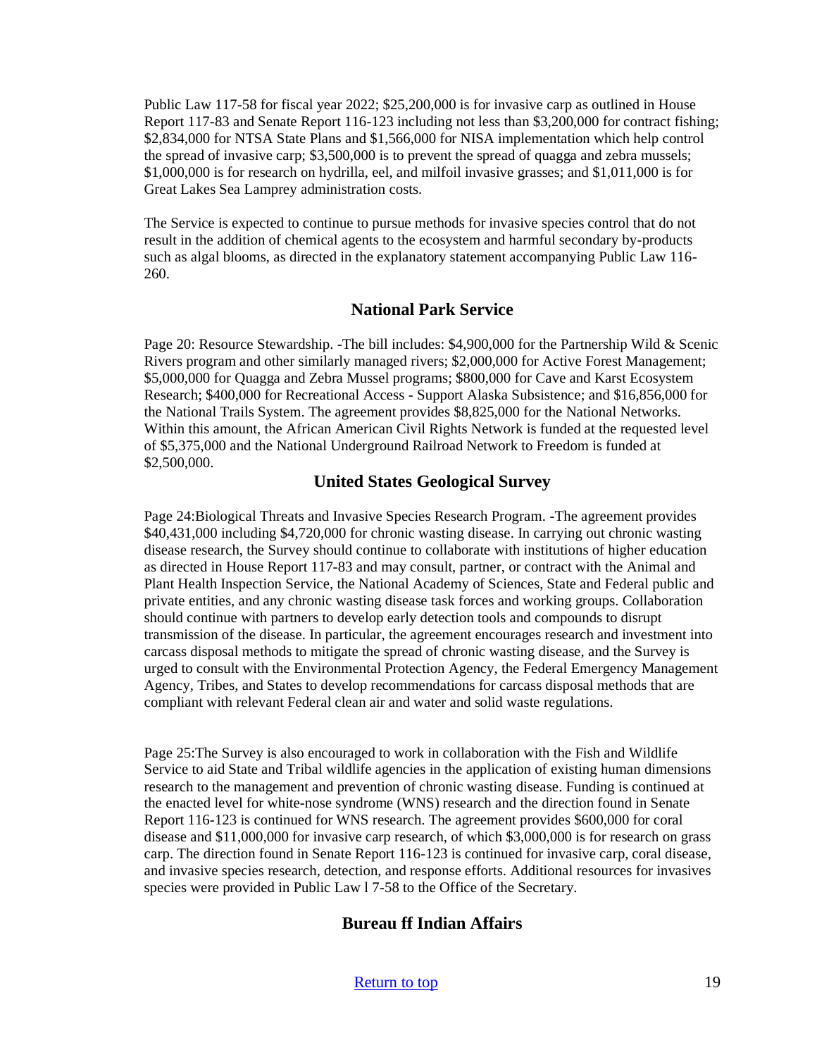Public Law 117-58 for fiscal year 2022; $25,200,000 is for invasive carp as outlined in House Report 117-83 and Senate Report 116-123 including not less than $3,200,000 for contract fishing; $2,834,000 for NTSA State Plans and $1,566,000 for NISA implementation which help control the spread of invasive carp; $3,500,000 is to prevent the spread of quagga and zebra mussels; $1,000,000 is for research on hydrilla, eel, and milfoil invasive grasses; and $1,011,000 is for Great Lakes Sea Lamprey administration costs.

The Service is expected to continue to pursue methods for invasive species control that do not result in the addition of chemical agents to the ecosystem and harmful secondary by-products such as algal blooms, as directed in the explanatory statement accompanying Public Law 116-260.

## National Park Service

Page 20: Resource Stewardship. -The bill includes: $4,900,000 for the Partnership Wild & Scenic Rivers program and other similarly managed rivers; $2,000,000 for Active Forest Management; $5,000,000 for Quagga and Zebra Mussel programs; $800,000 for Cave and Karst Ecosystem Research; $400,000 for Recreational Access - Support Alaska Subsistence; and $16,856,000 for the National Trails System. The agreement provides $8,825,000 for the National Networks. Within this amount, the African American Civil Rights Network is funded at the requested level of $5,375,000 and the National Underground Railroad Network to Freedom is funded at $2,500,000.

## United States Geological Survey

Page 24:Biological Threats and Invasive Species Research Program. -The agreement provides $40,431,000 including $4,720,000 for chronic wasting disease. In carrying out chronic wasting disease research, the Survey should continue to collaborate with institutions of higher education as directed in House Report 117-83 and may consult, partner, or contract with the Animal and Plant Health Inspection Service, the National Academy of Sciences, State and Federal public and private entities, and any chronic wasting disease task forces and working groups. Collaboration should continue with partners to develop early detection tools and compounds to disrupt transmission of the disease. In particular, the agreement encourages research and investment into carcass disposal methods to mitigate the spread of chronic wasting disease, and the Survey is urged to consult with the Environmental Protection Agency, the Federal Emergency Management Agency, Tribes, and States to develop recommendations for carcass disposal methods that are compliant with relevant Federal clean air and water and solid waste regulations.

Page 25:The Survey is also encouraged to work in collaboration with the Fish and Wildlife Service to aid State and Tribal wildlife agencies in the application of existing human dimensions research to the management and prevention of chronic wasting disease. Funding is continued at the enacted level for white-nose syndrome (WNS) research and the direction found in Senate Report 116-123 is continued for WNS research. The agreement provides $600,000 for coral disease and $11,000,000 for invasive carp research, of which $3,000,000 is for research on grass carp. The direction found in Senate Report 116-123 is continued for invasive carp, coral disease, and invasive species research, detection, and response efforts. Additional resources for invasives species were provided in Public Law l 7-58 to the Office of the Secretary.

## Bureau ff Indian Affairs

Return to top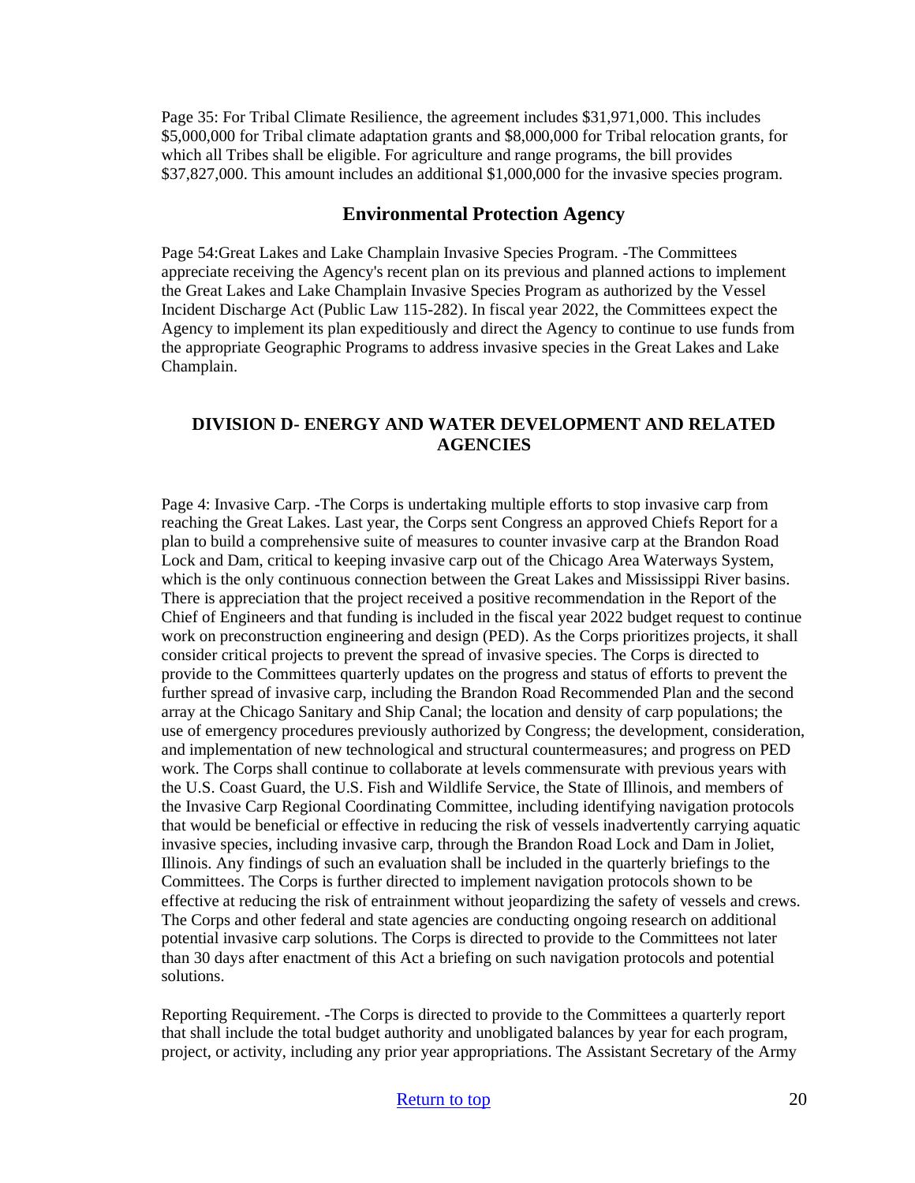Page 35: For Tribal Climate Resilience, the agreement includes $31,971,000. This includes $5,000,000 for Tribal climate adaptation grants and $8,000,000 for Tribal relocation grants, for which all Tribes shall be eligible. For agriculture and range programs, the bill provides $37,827,000. This amount includes an additional $1,000,000 for the invasive species program.

## Environmental Protection Agency

Page 54:Great Lakes and Lake Champlain Invasive Species Program. -The Committees appreciate receiving the Agency's recent plan on its previous and planned actions to implement the Great Lakes and Lake Champlain Invasive Species Program as authorized by the Vessel Incident Discharge Act (Public Law 115-282). In fiscal year 2022, the Committees expect the Agency to implement its plan expeditiously and direct the Agency to continue to use funds from the appropriate Geographic Programs to address invasive species in the Great Lakes and Lake Champlain.

### DIVISION D- ENERGY AND WATER DEVELOPMENT AND RELATED AGENCIES

Page 4: Invasive Carp. -The Corps is undertaking multiple efforts to stop invasive carp from reaching the Great Lakes. Last year, the Corps sent Congress an approved Chiefs Report for a plan to build a comprehensive suite of measures to counter invasive carp at the Brandon Road Lock and Dam, critical to keeping invasive carp out of the Chicago Area Waterways System, which is the only continuous connection between the Great Lakes and Mississippi River basins. There is appreciation that the project received a positive recommendation in the Report of the Chief of Engineers and that funding is included in the fiscal year 2022 budget request to continue work on preconstruction engineering and design (PED). As the Corps prioritizes projects, it shall consider critical projects to prevent the spread of invasive species. The Corps is directed to provide to the Committees quarterly updates on the progress and status of efforts to prevent the further spread of invasive carp, including the Brandon Road Recommended Plan and the second array at the Chicago Sanitary and Ship Canal; the location and density of carp populations; the use of emergency procedures previously authorized by Congress; the development, consideration, and implementation of new technological and structural countermeasures; and progress on PED work. The Corps shall continue to collaborate at levels commensurate with previous years with the U.S. Coast Guard, the U.S. Fish and Wildlife Service, the State of Illinois, and members of the Invasive Carp Regional Coordinating Committee, including identifying navigation protocols that would be beneficial or effective in reducing the risk of vessels inadvertently carrying aquatic invasive species, including invasive carp, through the Brandon Road Lock and Dam in Joliet, Illinois. Any findings of such an evaluation shall be included in the quarterly briefings to the Committees. The Corps is further directed to implement navigation protocols shown to be effective at reducing the risk of entrainment without jeopardizing the safety of vessels and crews. The Corps and other federal and state agencies are conducting ongoing research on additional potential invasive carp solutions. The Corps is directed to provide to the Committees not later than 30 days after enactment of this Act a briefing on such navigation protocols and potential solutions.

Reporting Requirement. -The Corps is directed to provide to the Committees a quarterly report that shall include the total budget authority and unobligated balances by year for each program, project, or activity, including any prior year appropriations. The Assistant Secretary of the Army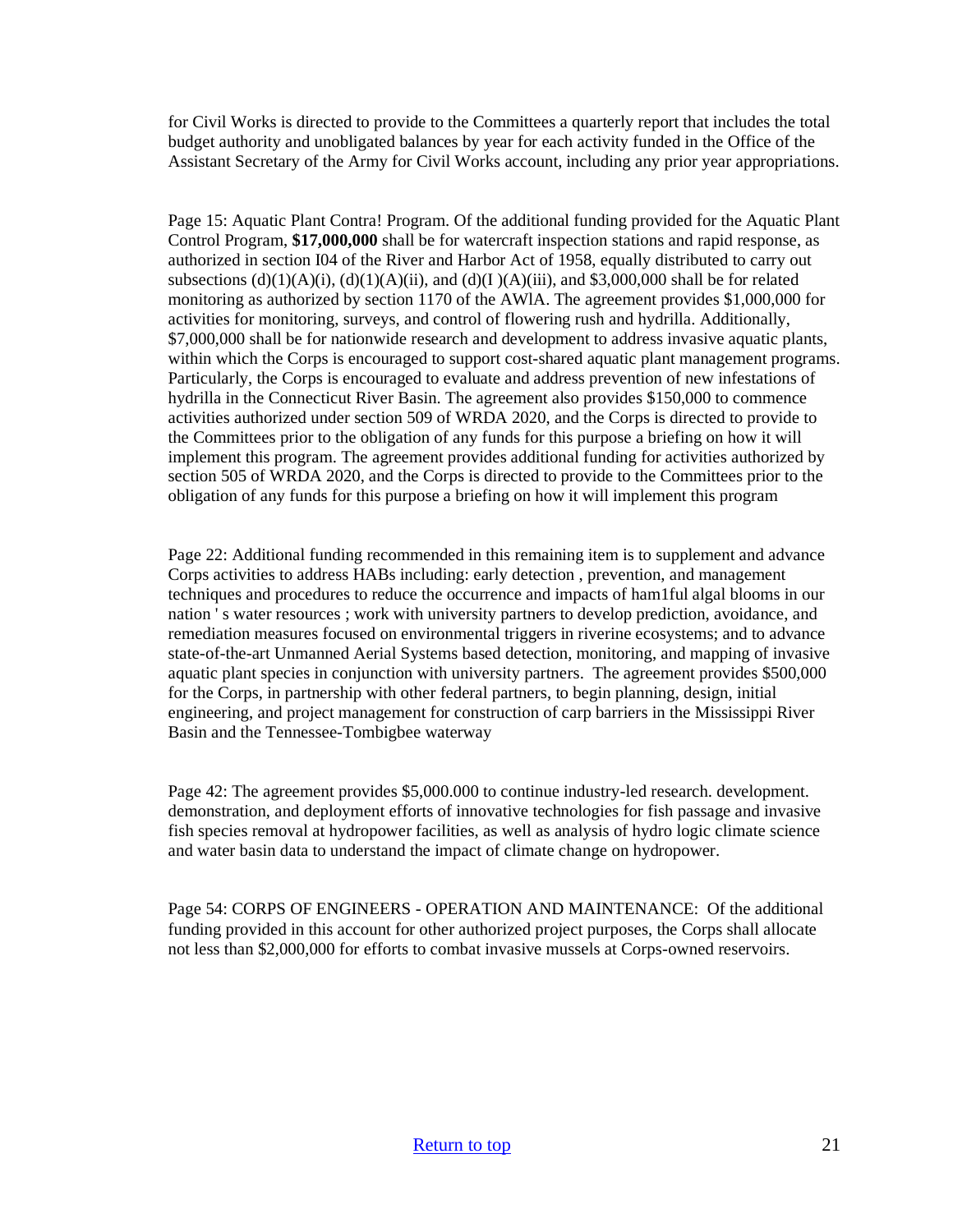for Civil Works is directed to provide to the Committees a quarterly report that includes the total budget authority and unobligated balances by year for each activity funded in the Office of the Assistant Secretary of the Army for Civil Works account, including any prior year appropriations.

Page 15: Aquatic Plant Contra! Program. Of the additional funding provided for the Aquatic Plant Control Program, **$17,000,000** shall be for watercraft inspection stations and rapid response, as authorized in section I04 of the River and Harbor Act of 1958, equally distributed to carry out subsections (d)(1)(A)(i), (d)(1)(A)(ii), and (d)(I )(A)(iii), and $3,000,000 shall be for related monitoring as authorized by section 1170 of the AWlA. The agreement provides $1,000,000 for activities for monitoring, surveys, and control of flowering rush and hydrilla. Additionally, $7,000,000 shall be for nationwide research and development to address invasive aquatic plants, within which the Corps is encouraged to support cost-shared aquatic plant management programs. Particularly, the Corps is encouraged to evaluate and address prevention of new infestations of hydrilla in the Connecticut River Basin. The agreement also provides $150,000 to commence activities authorized under section 509 of WRDA 2020, and the Corps is directed to provide to the Committees prior to the obligation of any funds for this purpose a briefing on how it will implement this program. The agreement provides additional funding for activities authorized by section 505 of WRDA 2020, and the Corps is directed to provide to the Committees prior to the obligation of any funds for this purpose a briefing on how it will implement this program

Page 22: Additional funding recommended in this remaining item is to supplement and advance Corps activities to address HABs including: early detection , prevention, and management techniques and procedures to reduce the occurrence and impacts of ham1ful algal blooms in our nation ' s water resources ; work with university partners to develop prediction, avoidance, and remediation measures focused on environmental triggers in riverine ecosystems; and to advance state-of-the-art Unmanned Aerial Systems based detection, monitoring, and mapping of invasive aquatic plant species in conjunction with university partners. The agreement provides $500,000 for the Corps, in partnership with other federal partners, to begin planning, design, initial engineering, and project management for construction of carp barriers in the Mississippi River Basin and the Tennessee-Tombigbee waterway

Page 42: The agreement provides $5,000.000 to continue industry-led research. development. demonstration, and deployment efforts of innovative technologies for fish passage and invasive fish species removal at hydropower facilities, as well as analysis of hydro logic climate science and water basin data to understand the impact of climate change on hydropower.

Page 54: CORPS OF ENGINEERS - OPERATION AND MAINTENANCE: Of the additional funding provided in this account for other authorized project purposes, the Corps shall allocate not less than $2,000,000 for efforts to combat invasive mussels at Corps-owned reservoirs.

[Return to top](#)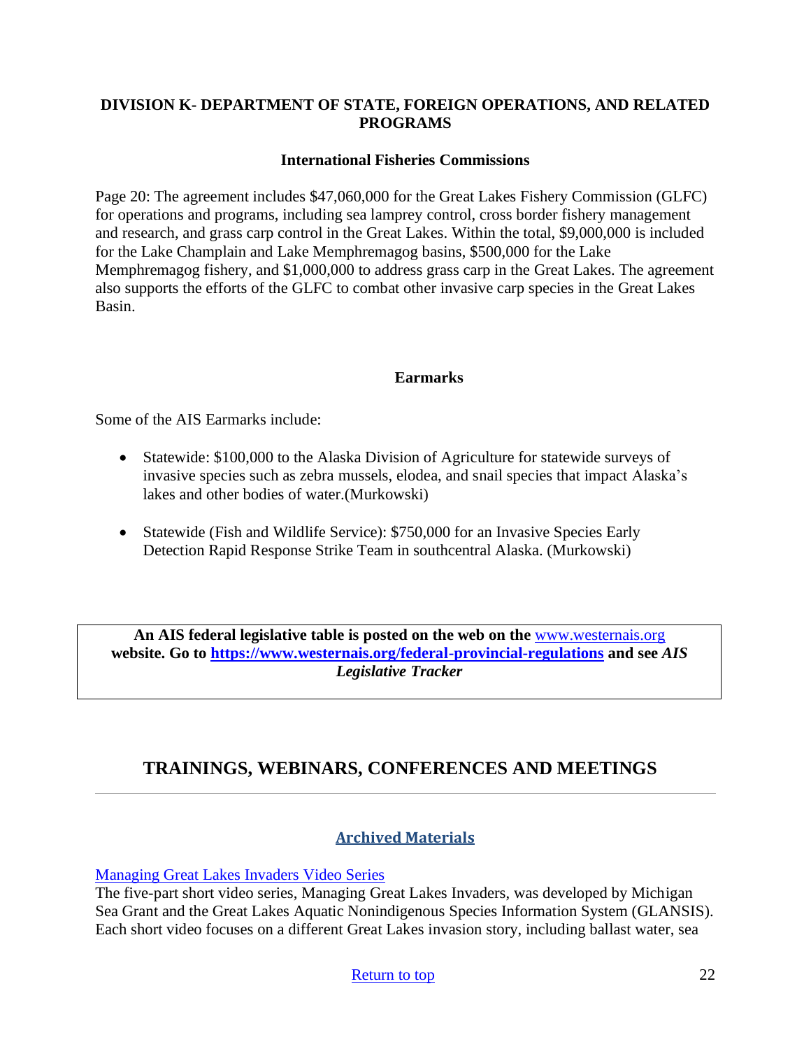**DIVISION K- DEPARTMENT OF STATE, FOREIGN OPERATIONS, AND RELATED PROGRAMS**

**International Fisheries Commissions**

Page 20: The agreement includes $47,060,000 for the Great Lakes Fishery Commission (GLFC) for operations and programs, including sea lamprey control, cross border fishery management and research, and grass carp control in the Great Lakes. Within the total, $9,000,000 is included for the Lake Champlain and Lake Memphremagog basins, $500,000 for the Lake Memphremagog fishery, and $1,000,000 to address grass carp in the Great Lakes. The agreement also supports the efforts of the GLFC to combat other invasive carp species in the Great Lakes Basin.

**Earmarks**

Some of the AIS Earmarks include:

- Statewide: $100,000 to the Alaska Division of Agriculture for statewide surveys of invasive species such as zebra mussels, elodea, and snail species that impact Alaska's lakes and other bodies of water.(Murkowski)
- Statewide (Fish and Wildlife Service): $750,000 for an Invasive Species Early Detection Rapid Response Strike Team in southcentral Alaska. (Murkowski)

**An AIS federal legislative table is posted on the web on the** www.westernais.org **website. Go to https://www.westernais.org/federal-provincial-regulations and see *AIS Legislative Tracker***

## TRAININGS, WEBINARS, CONFERENCES AND MEETINGS

### Archived Materials

Managing Great Lakes Invaders Video Series
The five-part short video series, Managing Great Lakes Invaders, was developed by Michigan Sea Grant and the Great Lakes Aquatic Nonindigenous Species Information System (GLANSIS). Each short video focuses on a different Great Lakes invasion story, including ballast water, sea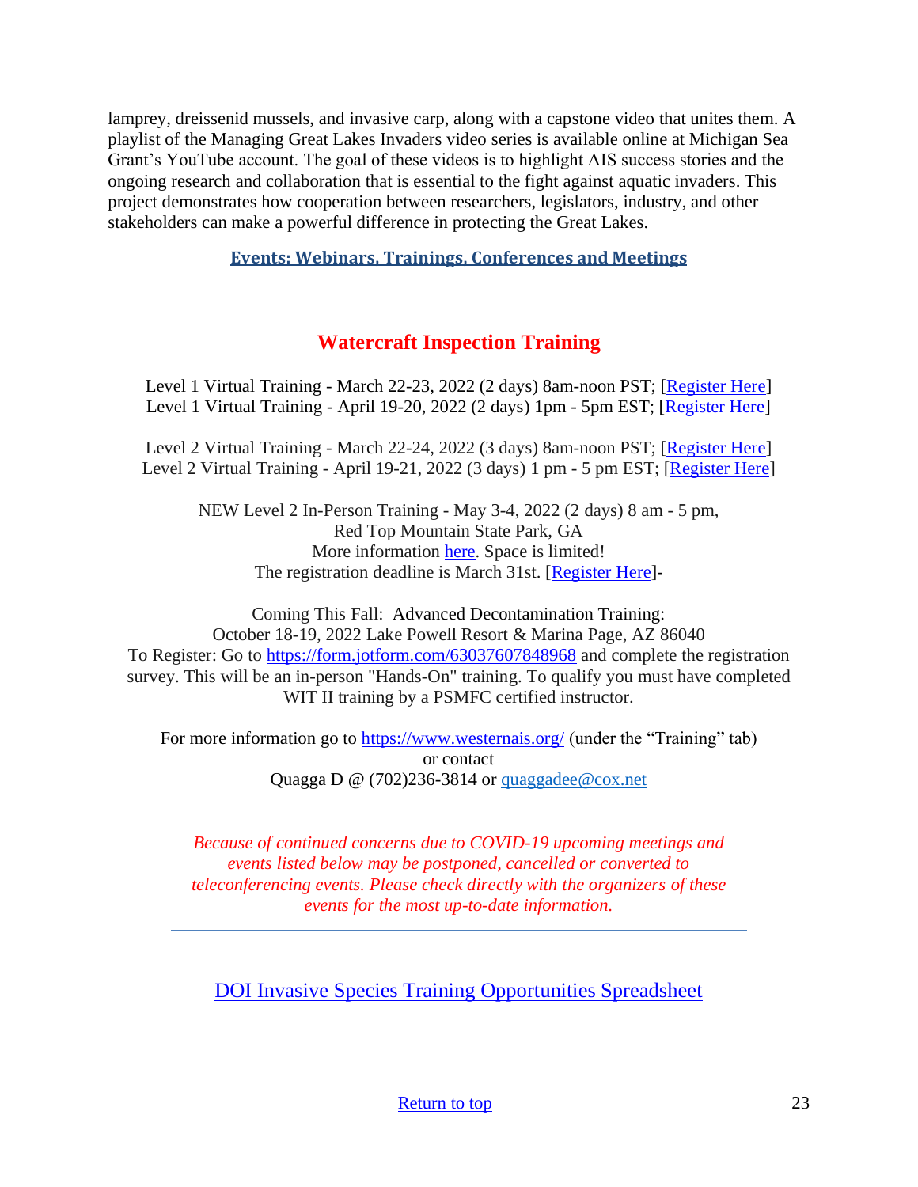lamprey, dreissenid mussels, and invasive carp, along with a capstone video that unites them. A playlist of the Managing Great Lakes Invaders video series is available online at Michigan Sea Grant's YouTube account. The goal of these videos is to highlight AIS success stories and the ongoing research and collaboration that is essential to the fight against aquatic invaders. This project demonstrates how cooperation between researchers, legislators, industry, and other stakeholders can make a powerful difference in protecting the Great Lakes.

## Events: Webinars, Trainings, Conferences and Meetings

### Watercraft Inspection Training

Level 1 Virtual Training - March 22-23, 2022 (2 days) 8am-noon PST; [Register Here]
Level 1 Virtual Training - April 19-20, 2022 (2 days) 1pm - 5pm EST; [Register Here]

Level 2 Virtual Training - March 22-24, 2022 (3 days) 8am-noon PST; [Register Here]
Level 2 Virtual Training - April 19-21, 2022 (3 days) 1 pm - 5 pm EST; [Register Here]

NEW Level 2 In-Person Training - May 3-4, 2022 (2 days) 8 am - 5 pm,
Red Top Mountain State Park, GA
More information here. Space is limited!
The registration deadline is March 31st. [Register Here]-

Coming This Fall: Advanced Decontamination Training:
October 18-19, 2022 Lake Powell Resort & Marina Page, AZ 86040
To Register: Go to https://form.jotform.com/63037607848968 and complete the registration survey. This will be an in-person "Hands-On" training. To qualify you must have completed WIT II training by a PSMFC certified instructor.

For more information go to https://www.westernais.org/ (under the "Training" tab)
or contact
Quagga D @ (702)236-3814 or quaggadee@cox.net

---

*Because of continued concerns due to COVID-19 upcoming meetings and events listed below may be postponed, cancelled or converted to teleconferencing events. Please check directly with the organizers of these events for the most up-to-date information.*

---

DOI Invasive Species Training Opportunities Spreadsheet

Return to top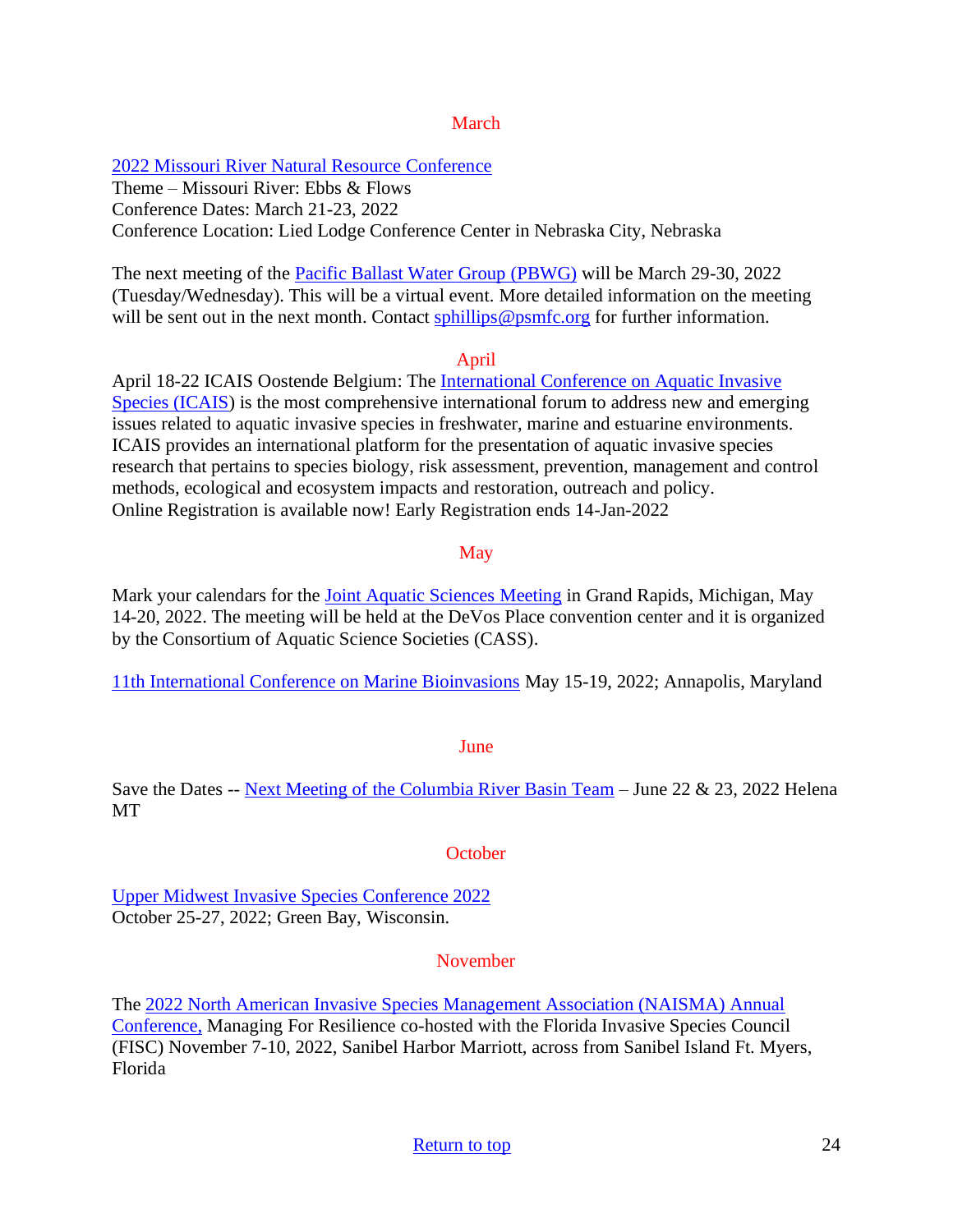## March

2022 Missouri River Natural Resource Conference
Theme – Missouri River: Ebbs & Flows
Conference Dates: March 21-23, 2022
Conference Location: Lied Lodge Conference Center in Nebraska City, Nebraska

The next meeting of the Pacific Ballast Water Group (PBWG) will be March 29-30, 2022 (Tuesday/Wednesday). This will be a virtual event. More detailed information on the meeting will be sent out in the next month. Contact sphillips@psmfc.org for further information.

## April

April 18-22 ICAIS Oostende Belgium: The International Conference on Aquatic Invasive Species (ICAIS) is the most comprehensive international forum to address new and emerging issues related to aquatic invasive species in freshwater, marine and estuarine environments. ICAIS provides an international platform for the presentation of aquatic invasive species research that pertains to species biology, risk assessment, prevention, management and control methods, ecological and ecosystem impacts and restoration, outreach and policy.
Online Registration is available now! Early Registration ends 14-Jan-2022

## May

Mark your calendars for the Joint Aquatic Sciences Meeting in Grand Rapids, Michigan, May 14-20, 2022. The meeting will be held at the DeVos Place convention center and it is organized by the Consortium of Aquatic Science Societies (CASS).

11th International Conference on Marine Bioinvasions May 15-19, 2022; Annapolis, Maryland

## June

Save the Dates -- Next Meeting of the Columbia River Basin Team – June 22 & 23, 2022 Helena MT

## October

Upper Midwest Invasive Species Conference 2022
October 25-27, 2022; Green Bay, Wisconsin.

## November

The 2022 North American Invasive Species Management Association (NAISMA) Annual Conference, Managing For Resilience co-hosted with the Florida Invasive Species Council (FISC) November 7-10, 2022, Sanibel Harbor Marriott, across from Sanibel Island Ft. Myers, Florida

Return to top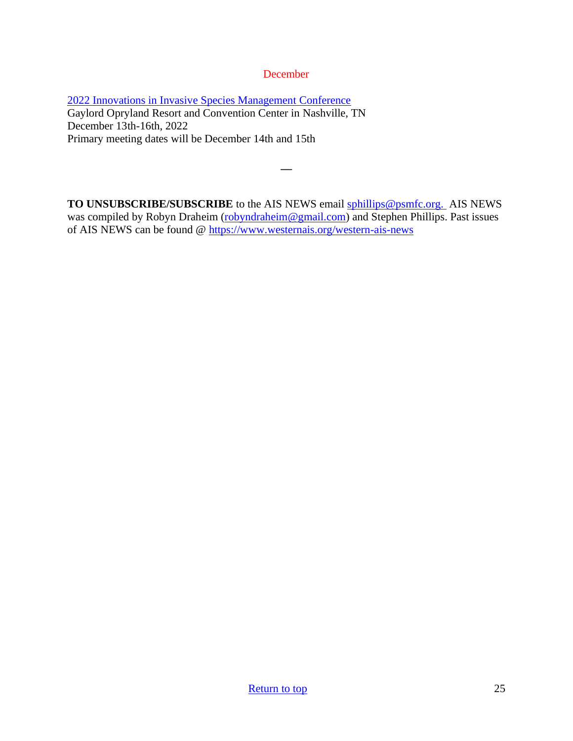December

[2022 Innovations in Invasive Species Management Conference]
Gaylord Opryland Resort and Convention Center in Nashville, TN
December 13th-16th, 2022
Primary meeting dates will be December 14th and 15th

—

**TO UNSUBSCRIBE/SUBSCRIBE** to the AIS NEWS email sphillips@psmfc.org. AIS NEWS was compiled by Robyn Draheim (robyndraheim@gmail.com) and Stephen Phillips. Past issues of AIS NEWS can be found @ https://www.westernais.org/western-ais-news

Return to top